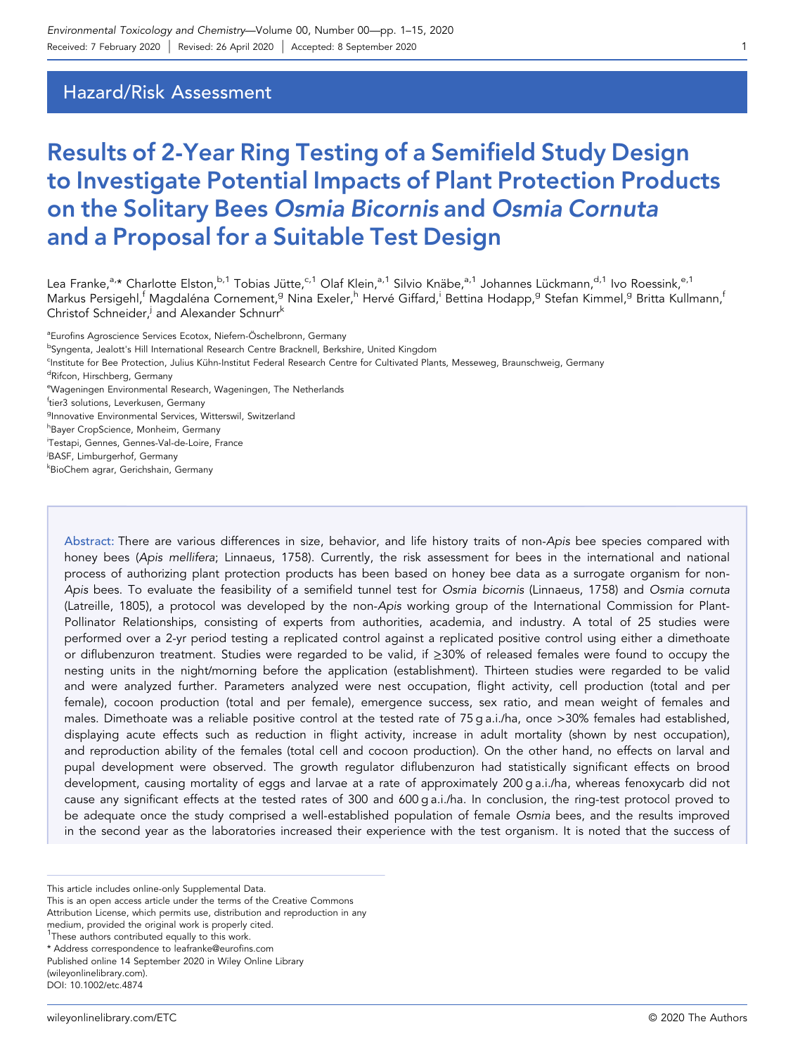## Hazard/Risk Assessment

# Results of 2-Year Ring Testing of a Semifield Study Design to Investigate Potential Impacts of Plant Protection Products on the Solitary Bees *Osmia Bicornis* and *Osmia Cornuta* and a Proposal for a Suitable Test Design

Lea Franke,[a,]* Charlotte Elston,[b,1] Tobias Jütte,[c,1] Olaf Klein,[a,1] Silvio Knäbe,[a,1] Johannes Lückmann,[d,1] Ivo Roessink,[e,1] Markus Persigehl,[f] Magdaléna Cornement,[g] Nina Exeler,[h] Hervé Giffard,[i] Bettina Hodapp,[g] Stefan Kimmel,[g] Britta Kullmann,[f] Christof Schneider,[j] and Alexander Schnurr[k]

[a]Eurofins Agroscience Services Ecotox, Niefern-Öschelbronn, Germany
[b]Syngenta, Jealott's Hill International Research Centre Bracknell, Berkshire, United Kingdom
[c]Institute for Bee Protection, Julius Kühn-Institut Federal Research Centre for Cultivated Plants, Messeweg, Braunschweig, Germany
[d]Rifcon, Hirschberg, Germany
[e]Wageningen Environmental Research, Wageningen, The Netherlands
[f]tier3 solutions, Leverkusen, Germany
[g]Innovative Environmental Services, Witterswil, Switzerland
[h]Bayer CropScience, Monheim, Germany
[i]Testapi, Gennes, Gennes-Val-de-Loire, France
[j]BASF, Limburgerhof, Germany
[k]BioChem agrar, Gerichshain, Germany

**Abstract:** There are various differences in size, behavior, and life history traits of non-*Apis* bee species compared with honey bees (*Apis mellifera*; Linnaeus, 1758). Currently, the risk assessment for bees in the international and national process of authorizing plant protection products has been based on honey bee data as a surrogate organism for non-*Apis* bees. To evaluate the feasibility of a semifield tunnel test for *Osmia bicornis* (Linnaeus, 1758) and *Osmia cornuta* (Latreille, 1805), a protocol was developed by the non-*Apis* working group of the International Commission for Plant-Pollinator Relationships, consisting of experts from authorities, academia, and industry. A total of 25 studies were performed over a 2-yr period testing a replicated control against a replicated positive control using either a dimethoate or diflubenzuron treatment. Studies were regarded to be valid, if ≥30% of released females were found to occupy the nesting units in the night/morning before the application (establishment). Thirteen studies were regarded to be valid and were analyzed further. Parameters analyzed were nest occupation, flight activity, cell production (total and per female), cocoon production (total and per female), emergence success, sex ratio, and mean weight of females and males. Dimethoate was a reliable positive control at the tested rate of 75 g a.i./ha, once >30% females had established, displaying acute effects such as reduction in flight activity, increase in adult mortality (shown by nest occupation), and reproduction ability of the females (total cell and cocoon production). On the other hand, no effects on larval and pupal development were observed. The growth regulator diflubenzuron had statistically significant effects on brood development, causing mortality of eggs and larvae at a rate of approximately 200 g a.i./ha, whereas fenoxycarb did not cause any significant effects at the tested rates of 300 and 600 g a.i./ha. In conclusion, the ring-test protocol proved to be adequate once the study comprised a well-established population of female *Osmia* bees, and the results improved in the second year as the laboratories increased their experience with the test organism. It is noted that the success of

This article includes online-only Supplemental Data.
This is an open access article under the terms of the Creative Commons Attribution License, which permits use, distribution and reproduction in any medium, provided the original work is properly cited.
[1]These authors contributed equally to this work.
\* Address correspondence to leafranke@eurofins.com
Published online 14 September 2020 in Wiley Online Library (wileyonlinelibrary.com).
DOI: 10.1002/etc.4874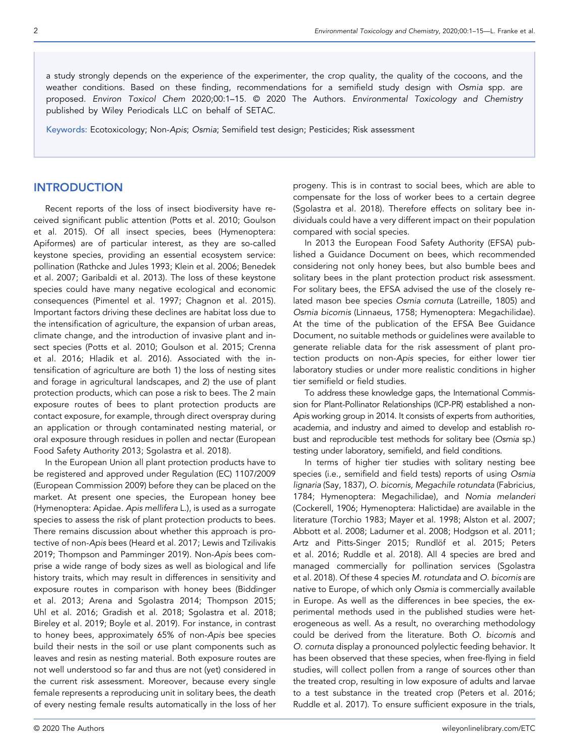a study strongly depends on the experience of the experimenter, the crop quality, the quality of the cocoons, and the weather conditions. Based on these finding, recommendations for a semifield study design with *Osmia* spp. are proposed. *Environ Toxicol Chem* 2020;00:1–15. © 2020 The Authors. *Environmental Toxicology and Chemistry* published by Wiley Periodicals LLC on behalf of SETAC.

Keywords: Ecotoxicology; Non-*Apis*; *Osmia*; Semifield test design; Pesticides; Risk assessment

## INTRODUCTION

Recent reports of the loss of insect biodiversity have received significant public attention (Potts et al. 2010; Goulson et al. 2015). Of all insect species, bees (Hymenoptera: Apiformes) are of particular interest, as they are so-called keystone species, providing an essential ecosystem service: pollination (Rathcke and Jules 1993; Klein et al. 2006; Benedek et al. 2007; Garibaldi et al. 2013). The loss of these keystone species could have many negative ecological and economic consequences (Pimentel et al. 1997; Chagnon et al. 2015). Important factors driving these declines are habitat loss due to the intensification of agriculture, the expansion of urban areas, climate change, and the introduction of invasive plant and insect species (Potts et al. 2010; Goulson et al. 2015; Crenna et al. 2016; Hladik et al. 2016). Associated with the intensification of agriculture are both 1) the loss of nesting sites and forage in agricultural landscapes, and 2) the use of plant protection products, which can pose a risk to bees. The 2 main exposure routes of bees to plant protection products are contact exposure, for example, through direct overspray during an application or through contaminated nesting material, or oral exposure through residues in pollen and nectar (European Food Safety Authority 2013; Sgolastra et al. 2018).

In the European Union all plant protection products have to be registered and approved under Regulation (EC) 1107/2009 (European Commission 2009) before they can be placed on the market. At present one species, the European honey bee (Hymenoptera: Apidae. *Apis mellifera* L.), is used as a surrogate species to assess the risk of plant protection products to bees. There remains discussion about whether this approach is protective of non-*Apis* bees (Heard et al. 2017; Lewis and Tzilivakis 2019; Thompson and Pamminger 2019). Non-*Apis* bees comprise a wide range of body sizes as well as biological and life history traits, which may result in differences in sensitivity and exposure routes in comparison with honey bees (Biddinger et al. 2013; Arena and Sgolastra 2014; Thompson 2015; Uhl et al. 2016; Gradish et al. 2018; Sgolastra et al. 2018; Bireley et al. 2019; Boyle et al. 2019). For instance, in contrast to honey bees, approximately 65% of non-*Apis* bee species build their nests in the soil or use plant components such as leaves and resin as nesting material. Both exposure routes are not well understood so far and thus are not (yet) considered in the current risk assessment. Moreover, because every single female represents a reproducing unit in solitary bees, the death of every nesting female results automatically in the loss of her progeny. This is in contrast to social bees, which are able to compensate for the loss of worker bees to a certain degree (Sgolastra et al. 2018). Therefore effects on solitary bee individuals could have a very different impact on their population compared with social species.

In 2013 the European Food Safety Authority (EFSA) published a Guidance Document on bees, which recommended considering not only honey bees, but also bumble bees and solitary bees in the plant protection product risk assessment. For solitary bees, the EFSA advised the use of the closely related mason bee species *Osmia cornuta* (Latreille, 1805) and *Osmia bicornis* (Linnaeus, 1758; Hymenoptera: Megachilidae). At the time of the publication of the EFSA Bee Guidance Document, no suitable methods or guidelines were available to generate reliable data for the risk assessment of plant protection products on non-*Apis* species, for either lower tier laboratory studies or under more realistic conditions in higher tier semifield or field studies.

To address these knowledge gaps, the International Commission for Plant-Pollinator Relationships (ICP-PR) established a non-*Apis* working group in 2014. It consists of experts from authorities, academia, and industry and aimed to develop and establish robust and reproducible test methods for solitary bee (*Osmia* sp.) testing under laboratory, semifield, and field conditions.

In terms of higher tier studies with solitary nesting bee species (i.e., semifield and field tests) reports of using *Osmia lignaria* (Say, 1837), *O. bicornis*, *Megachile rotundata* (Fabricius, 1784; Hymenoptera: Megachilidae), and *Nomia melanderi* (Cockerell, 1906; Hymenoptera: Halictidae) are available in the literature (Torchio 1983; Mayer et al. 1998; Alston et al. 2007; Abbott et al. 2008; Ladurner et al. 2008; Hodgson et al. 2011; Artz and Pitts-Singer 2015; Rundlöf et al. 2015; Peters et al. 2016; Ruddle et al. 2018). All 4 species are bred and managed commercially for pollination services (Sgolastra et al. 2018). Of these 4 species *M. rotundata* and *O. bicornis* are native to Europe, of which only *Osmia* is commercially available in Europe. As well as the differences in bee species, the experimental methods used in the published studies were heterogeneous as well. As a result, no overarching methodology could be derived from the literature. Both *O. bicornis* and *O. cornuta* display a pronounced polylectic feeding behavior. It has been observed that these species, when free-flying in field studies, will collect pollen from a range of sources other than the treated crop, resulting in low exposure of adults and larvae to a test substance in the treated crop (Peters et al. 2016; Ruddle et al. 2017). To ensure sufficient exposure in the trials,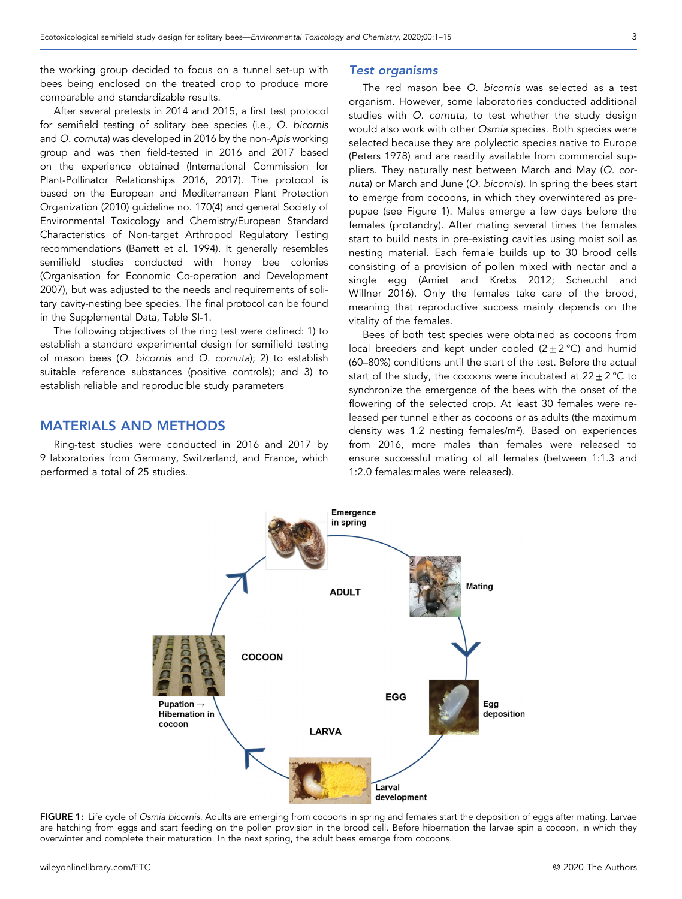the working group decided to focus on a tunnel set-up with bees being enclosed on the treated crop to produce more comparable and standardizable results.

After several pretests in 2014 and 2015, a first test protocol for semifield testing of solitary bee species (i.e., *O. bicornis* and *O. cornuta*) was developed in 2016 by the non-*Apis* working group and was then field-tested in 2016 and 2017 based on the experience obtained (International Commission for Plant-Pollinator Relationships 2016, 2017). The protocol is based on the European and Mediterranean Plant Protection Organization (2010) guideline no. 170(4) and general Society of Environmental Toxicology and Chemistry/European Standard Characteristics of Non-target Arthropod Regulatory Testing recommendations (Barrett et al. 1994). It generally resembles semifield studies conducted with honey bee colonies (Organisation for Economic Co-operation and Development 2007), but was adjusted to the needs and requirements of solitary cavity-nesting bee species. The final protocol can be found in the Supplemental Data, Table SI-1.

The following objectives of the ring test were defined: 1) to establish a standard experimental design for semifield testing of mason bees (*O. bicornis* and *O. cornuta*); 2) to establish suitable reference substances (positive controls); and 3) to establish reliable and reproducible study parameters

## MATERIALS AND METHODS

Ring-test studies were conducted in 2016 and 2017 by 9 laboratories from Germany, Switzerland, and France, which performed a total of 25 studies.

### Test organisms

The red mason bee *O. bicornis* was selected as a test organism. However, some laboratories conducted additional studies with *O. cornuta*, to test whether the study design would also work with other *Osmia* species. Both species were selected because they are polylectic species native to Europe (Peters 1978) and are readily available from commercial suppliers. They naturally nest between March and May (*O. cornuta*) or March and June (*O. bicornis*). In spring the bees start to emerge from cocoons, in which they overwintered as prepupae (see Figure 1). Males emerge a few days before the females (protandry). After mating several times the females start to build nests in pre-existing cavities using moist soil as nesting material. Each female builds up to 30 brood cells consisting of a provision of pollen mixed with nectar and a single egg (Amiet and Krebs 2012; Scheuchl and Willner 2016). Only the females take care of the brood, meaning that reproductive success mainly depends on the vitality of the females.

Bees of both test species were obtained as cocoons from local breeders and kept under cooled ($2 \pm 2$ °C) and humid (60–80%) conditions until the start of the test. Before the actual start of the study, the cocoons were incubated at $22 \pm 2$ °C to synchronize the emergence of the bees with the onset of the flowering of the selected crop. At least 30 females were released per tunnel either as cocoons or as adults (the maximum density was 1.2 nesting females/m²). Based on experiences from 2016, more males than females were released to ensure successful mating of all females (between 1:1.3 and 1:2.0 females:males were released).

FIGURE 1: Life cycle of *Osmia bicornis*. Adults are emerging from cocoons in spring and females start the deposition of eggs after mating. Larvae are hatching from eggs and start feeding on the pollen provision in the brood cell. Before hibernation the larvae spin a cocoon, in which they overwinter and complete their maturation. In the next spring, the adult bees emerge from cocoons.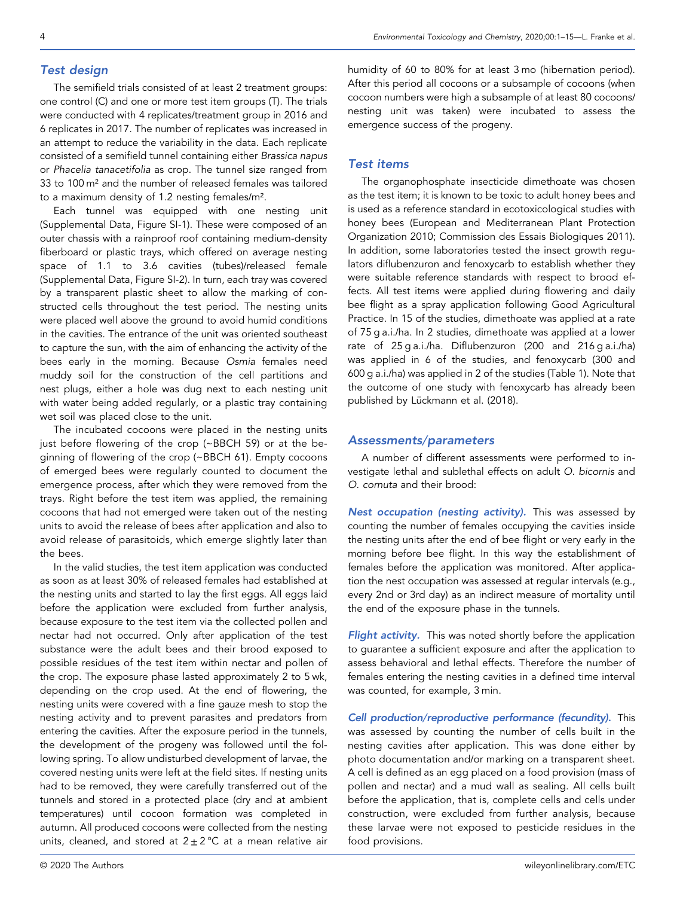## Test design

The semifield trials consisted of at least 2 treatment groups: one control (C) and one or more test item groups (T). The trials were conducted with 4 replicates/treatment group in 2016 and 6 replicates in 2017. The number of replicates was increased in an attempt to reduce the variability in the data. Each replicate consisted of a semifield tunnel containing either *Brassica napus* or *Phacelia tanacetifolia* as crop. The tunnel size ranged from 33 to 100 m² and the number of released females was tailored to a maximum density of 1.2 nesting females/m².

Each tunnel was equipped with one nesting unit (Supplemental Data, Figure SI-1). These were composed of an outer chassis with a rainproof roof containing medium-density fiberboard or plastic trays, which offered on average nesting space of 1.1 to 3.6 cavities (tubes)/released female (Supplemental Data, Figure SI-2). In turn, each tray was covered by a transparent plastic sheet to allow the marking of constructed cells throughout the test period. The nesting units were placed well above the ground to avoid humid conditions in the cavities. The entrance of the unit was oriented southeast to capture the sun, with the aim of enhancing the activity of the bees early in the morning. Because *Osmia* females need muddy soil for the construction of the cell partitions and nest plugs, either a hole was dug next to each nesting unit with water being added regularly, or a plastic tray containing wet soil was placed close to the unit.

The incubated cocoons were placed in the nesting units just before flowering of the crop (~BBCH 59) or at the beginning of flowering of the crop (~BBCH 61). Empty cocoons of emerged bees were regularly counted to document the emergence process, after which they were removed from the trays. Right before the test item was applied, the remaining cocoons that had not emerged were taken out of the nesting units to avoid the release of bees after application and also to avoid release of parasitoids, which emerge slightly later than the bees.

In the valid studies, the test item application was conducted as soon as at least 30% of released females had established at the nesting units and started to lay the first eggs. All eggs laid before the application were excluded from further analysis, because exposure to the test item via the collected pollen and nectar had not occurred. Only after application of the test substance were the adult bees and their brood exposed to possible residues of the test item within nectar and pollen of the crop. The exposure phase lasted approximately 2 to 5 wk, depending on the crop used. At the end of flowering, the nesting units were covered with a fine gauze mesh to stop the nesting activity and to prevent parasites and predators from entering the cavities. After the exposure period in the tunnels, the development of the progeny was followed until the following spring. To allow undisturbed development of larvae, the covered nesting units were left at the field sites. If nesting units had to be removed, they were carefully transferred out of the tunnels and stored in a protected place (dry and at ambient temperatures) until cocoon formation was completed in autumn. All produced cocoons were collected from the nesting units, cleaned, and stored at $2 \pm 2$ °C at a mean relative air humidity of 60 to 80% for at least 3 mo (hibernation period). After this period all cocoons or a subsample of cocoons (when cocoon numbers were high a subsample of at least 80 cocoons/nesting unit was taken) were incubated to assess the emergence success of the progeny.

## Test items

The organophosphate insecticide dimethoate was chosen as the test item; it is known to be toxic to adult honey bees and is used as a reference standard in ecotoxicological studies with honey bees (European and Mediterranean Plant Protection Organization 2010; Commission des Essais Biologiques 2011). In addition, some laboratories tested the insect growth regulators diflubenzuron and fenoxycarb to establish whether they were suitable reference standards with respect to brood effects. All test items were applied during flowering and daily bee flight as a spray application following Good Agricultural Practice. In 15 of the studies, dimethoate was applied at a rate of 75 g a.i./ha. In 2 studies, dimethoate was applied at a lower rate of 25 g a.i./ha. Diflubenzuron (200 and 216 g a.i./ha) was applied in 6 of the studies, and fenoxycarb (300 and 600 g a.i./ha) was applied in 2 of the studies (Table 1). Note that the outcome of one study with fenoxycarb has already been published by Lückmann et al. (2018).

## Assessments/parameters

A number of different assessments were performed to investigate lethal and sublethal effects on adult *O. bicornis* and *O. cornuta* and their brood:

***Nest occupation (nesting activity).*** This was assessed by counting the number of females occupying the cavities inside the nesting units after the end of bee flight or very early in the morning before bee flight. In this way the establishment of females before the application was monitored. After application the nest occupation was assessed at regular intervals (e.g., every 2nd or 3rd day) as an indirect measure of mortality until the end of the exposure phase in the tunnels.

***Flight activity.*** This was noted shortly before the application to guarantee a sufficient exposure and after the application to assess behavioral and lethal effects. Therefore the number of females entering the nesting cavities in a defined time interval was counted, for example, 3 min.

***Cell production/reproductive performance (fecundity).*** This was assessed by counting the number of cells built in the nesting cavities after application. This was done either by photo documentation and/or marking on a transparent sheet. A cell is defined as an egg placed on a food provision (mass of pollen and nectar) and a mud wall as sealing. All cells built before the application, that is, complete cells and cells under construction, were excluded from further analysis, because these larvae were not exposed to pesticide residues in the food provisions.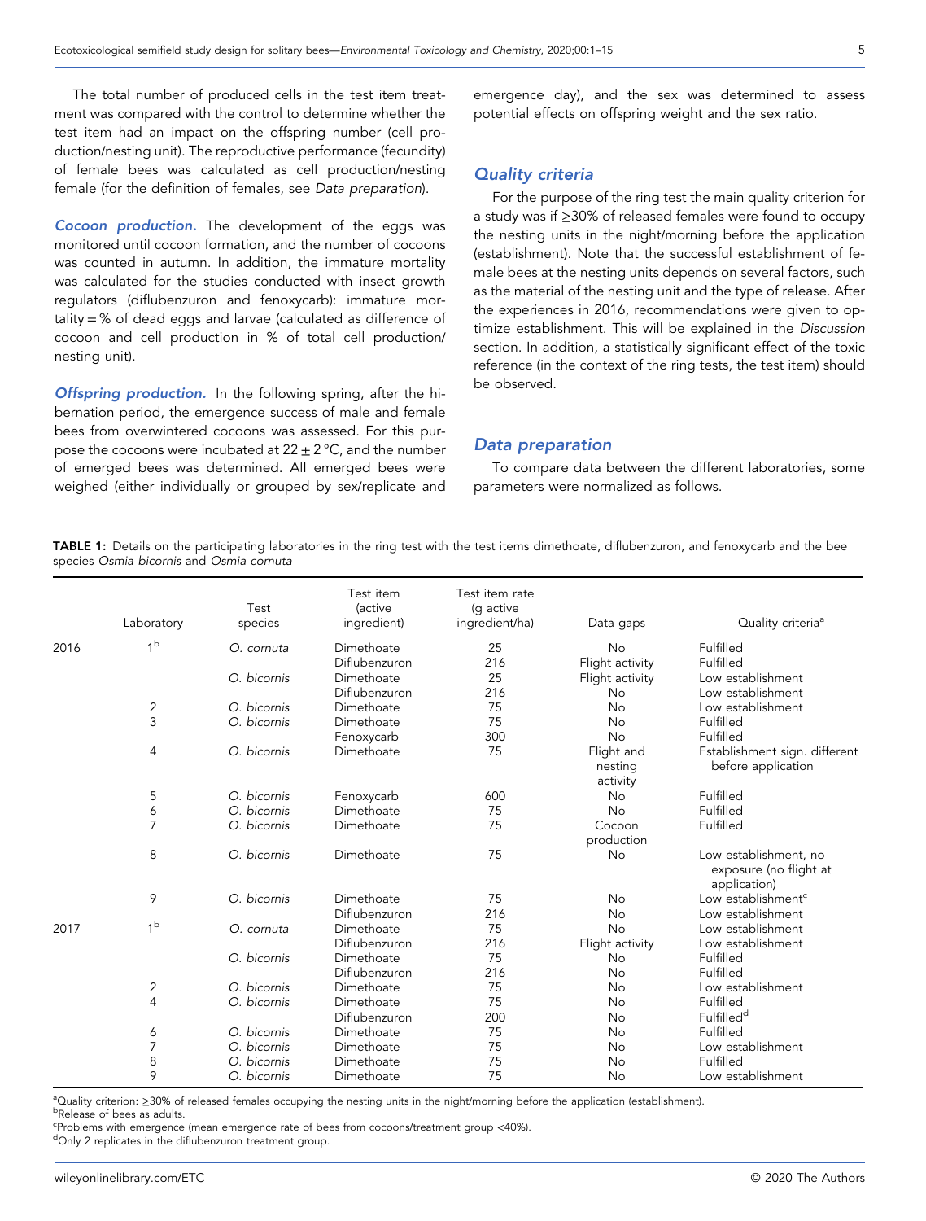The total number of produced cells in the test item treatment was compared with the control to determine whether the test item had an impact on the offspring number (cell production/nesting unit). The reproductive performance (fecundity) of female bees was calculated as cell production/nesting female (for the definition of females, see *Data preparation*).

***Cocoon production.*** The development of the eggs was monitored until cocoon formation, and the number of cocoons was counted in autumn. In addition, the immature mortality was calculated for the studies conducted with insect growth regulators (diflubenzuron and fenoxycarb): immature mortality = % of dead eggs and larvae (calculated as difference of cocoon and cell production in % of total cell production/nesting unit).

***Offspring production.*** In the following spring, after the hibernation period, the emergence success of male and female bees from overwintered cocoons was assessed. For this purpose the cocoons were incubated at $22 \pm 2$ °C, and the number of emerged bees was determined. All emerged bees were weighed (either individually or grouped by sex/replicate and emergence day), and the sex was determined to assess potential effects on offspring weight and the sex ratio.

## Quality criteria

For the purpose of the ring test the main quality criterion for a study was if ≥30% of released females were found to occupy the nesting units in the night/morning before the application (establishment). Note that the successful establishment of female bees at the nesting units depends on several factors, such as the material of the nesting unit and the type of release. After the experiences in 2016, recommendations were given to optimize establishment. This will be explained in the *Discussion* section. In addition, a statistically significant effect of the toxic reference (in the context of the ring tests, the test item) should be observed.

## Data preparation

To compare data between the different laboratories, some parameters were normalized as follows.

**TABLE 1:** Details on the participating laboratories in the ring test with the test items dimethoate, diflubenzuron, and fenoxycarb and the bee species *Osmia bicornis* and *Osmia cornuta*

| | Laboratory | Test species | Test item (active ingredient) | Test item rate (g active ingredient/ha) | Data gaps | Quality criteria[a] |
|---|---|---|---|---|---|---|
| 2016 | 1[b] | *O. cornuta* | Dimethoate | 25 | No | Fulfilled |
| | | | Diflubenzuron | 216 | Flight activity | Fulfilled |
| | | *O. bicornis* | Dimethoate | 25 | Flight activity | Low establishment |
| | | | Diflubenzuron | 216 | No | Low establishment |
| | 2 | *O. bicornis* | Dimethoate | 75 | No | Low establishment |
| | 3 | *O. bicornis* | Dimethoate | 75 | No | Fulfilled |
| | | | Fenoxycarb | 300 | No | Fulfilled |
| | 4 | *O. bicornis* | Dimethoate | 75 | Flight and nesting activity | Establishment sign. different before application |
| | 5 | *O. bicornis* | Fenoxycarb | 600 | No | Fulfilled |
| | 6 | *O. bicornis* | Dimethoate | 75 | No | Fulfilled |
| | 7 | *O. bicornis* | Dimethoate | 75 | Cocoon production | Fulfilled |
| | 8 | *O. bicornis* | Dimethoate | 75 | No | Low establishment, no exposure (no flight at application) |
| | 9 | *O. bicornis* | Dimethoate | 75 | No | Low establishment[c] |
| | | | Diflubenzuron | 216 | No | Low establishment |
| 2017 | 1[b] | *O. cornuta* | Dimethoate | 75 | No | Low establishment |
| | | | Diflubenzuron | 216 | Flight activity | Low establishment |
| | | *O. bicornis* | Dimethoate | 75 | No | Fulfilled |
| | | | Diflubenzuron | 216 | No | Fulfilled |
| | 2 | *O. bicornis* | Dimethoate | 75 | No | Low establishment |
| | 4 | *O. bicornis* | Dimethoate | 75 | No | Fulfilled |
| | | | Diflubenzuron | 200 | No | Fulfilled[d] |
| | 6 | *O. bicornis* | Dimethoate | 75 | No | Fulfilled |
| | 7 | *O. bicornis* | Dimethoate | 75 | No | Low establishment |
| | 8 | *O. bicornis* | Dimethoate | 75 | No | Fulfilled |
| | 9 | *O. bicornis* | Dimethoate | 75 | No | Low establishment |

[a]Quality criterion: ≥30% of released females occupying the nesting units in the night/morning before the application (establishment).
[b]Release of bees as adults.
[c]Problems with emergence (mean emergence rate of bees from cocoons/treatment group <40%).
[d]Only 2 replicates in the diflubenzuron treatment group.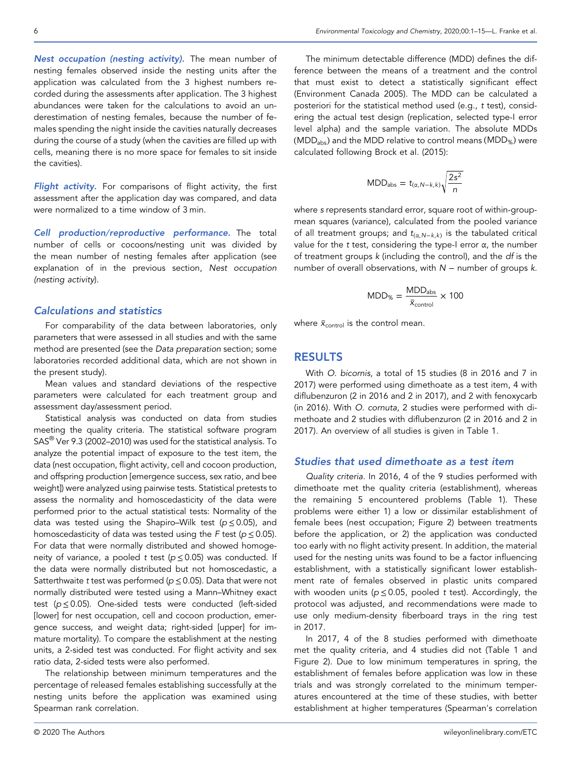***Nest occupation (nesting activity).*** The mean number of nesting females observed inside the nesting units after the application was calculated from the 3 highest numbers recorded during the assessments after application. The 3 highest abundances were taken for the calculations to avoid an underestimation of nesting females, because the number of females spending the night inside the cavities naturally decreases during the course of a study (when the cavities are filled up with cells, meaning there is no more space for females to sit inside the cavities).

***Flight activity.*** For comparisons of flight activity, the first assessment after the application day was compared, and data were normalized to a time window of 3 min.

***Cell production/reproductive performance.*** The total number of cells or cocoons/nesting unit was divided by the mean number of nesting females after application (see explanation of in the previous section, *Nest occupation (nesting activity)*.

## *Calculations and statistics*

For comparability of the data between laboratories, only parameters that were assessed in all studies and with the same method are presented (see the *Data preparation* section; some laboratories recorded additional data, which are not shown in the present study).

Mean values and standard deviations of the respective parameters were calculated for each treatment group and assessment day/assessment period.

Statistical analysis was conducted on data from studies meeting the quality criteria. The statistical software program SAS® Ver 9.3 (2002–2010) was used for the statistical analysis. To analyze the potential impact of exposure to the test item, the data (nest occupation, flight activity, cell and cocoon production, and offspring production [emergence success, sex ratio, and bee weight]) were analyzed using pairwise tests. Statistical pretests to assess the normality and homoscedasticity of the data were performed prior to the actual statistical tests: Normality of the data was tested using the Shapiro–Wilk test ($p \leq 0.05$), and homoscedasticity of data was tested using the $F$ test ($p \leq 0.05$). For data that were normally distributed and showed homogeneity of variance, a pooled $t$ test ($p \leq 0.05$) was conducted. If the data were normally distributed but not homoscedastic, a Satterthwaite $t$ test was performed ($p \leq 0.05$). Data that were not normally distributed were tested using a Mann–Whitney exact test ($p \leq 0.05$). One-sided tests were conducted (left-sided [lower] for nest occupation, cell and cocoon production, emergence success, and weight data; right-sided [upper] for immature mortality). To compare the establishment at the nesting units, a 2-sided test was conducted. For flight activity and sex ratio data, 2-sided tests were also performed.

The relationship between minimum temperatures and the percentage of released females establishing successfully at the nesting units before the application was examined using Spearman rank correlation.

The minimum detectable difference (MDD) defines the difference between the means of a treatment and the control that must exist to detect a statistically significant effect (Environment Canada 2005). The MDD can be calculated a posteriori for the statistical method used (e.g., $t$ test), considering the actual test design (replication, selected type-I error level alpha) and the sample variation. The absolute MDDs ($MDD_{abs}$) and the MDD relative to control means ($MDD_{\%}$) were calculated following Brock et al. (2015):

$$\mathrm{MDD_{abs}} = t_{(\alpha, N-k, k)}\sqrt{\frac{2s^2}{n}}$$

where $s$ represents standard error, square root of within-group-mean squares (variance), calculated from the pooled variance of all treatment groups; and $t_{(\alpha, N-k, k)}$ is the tabulated critical value for the $t$ test, considering the type-I error $\alpha$, the number of treatment groups $k$ (including the control), and the $df$ is the number of overall observations, with $N$ − number of groups $k$.

$$\mathrm{MDD_{\%}} = \frac{\mathrm{MDD_{abs}}}{\bar{x}_{\mathrm{control}}} \times 100$$

where $\bar{x}_{\mathrm{control}}$ is the control mean.

# RESULTS

With *O. bicornis*, a total of 15 studies (8 in 2016 and 7 in 2017) were performed using dimethoate as a test item, 4 with diflubenzuron (2 in 2016 and 2 in 2017), and 2 with fenoxycarb (in 2016). With *O. cornuta*, 2 studies were performed with dimethoate and 2 studies with diflubenzuron (2 in 2016 and 2 in 2017). An overview of all studies is given in Table 1.

## *Studies that used dimethoate as a test item*

*Quality criteria.* In 2016, 4 of the 9 studies performed with dimethoate met the quality criteria (establishment), whereas the remaining 5 encountered problems (Table 1). These problems were either 1) a low or dissimilar establishment of female bees (nest occupation; Figure 2) between treatments before the application, or 2) the application was conducted too early with no flight activity present. In addition, the material used for the nesting units was found to be a factor influencing establishment, with a statistically significant lower establishment rate of females observed in plastic units compared with wooden units ($p \leq 0.05$, pooled $t$ test). Accordingly, the protocol was adjusted, and recommendations were made to use only medium-density fiberboard trays in the ring test in 2017.

In 2017, 4 of the 8 studies performed with dimethoate met the quality criteria, and 4 studies did not (Table 1 and Figure 2). Due to low minimum temperatures in spring, the establishment of females before application was low in these trials and was strongly correlated to the minimum temperatures encountered at the time of these studies, with better establishment at higher temperatures (Spearman's correlation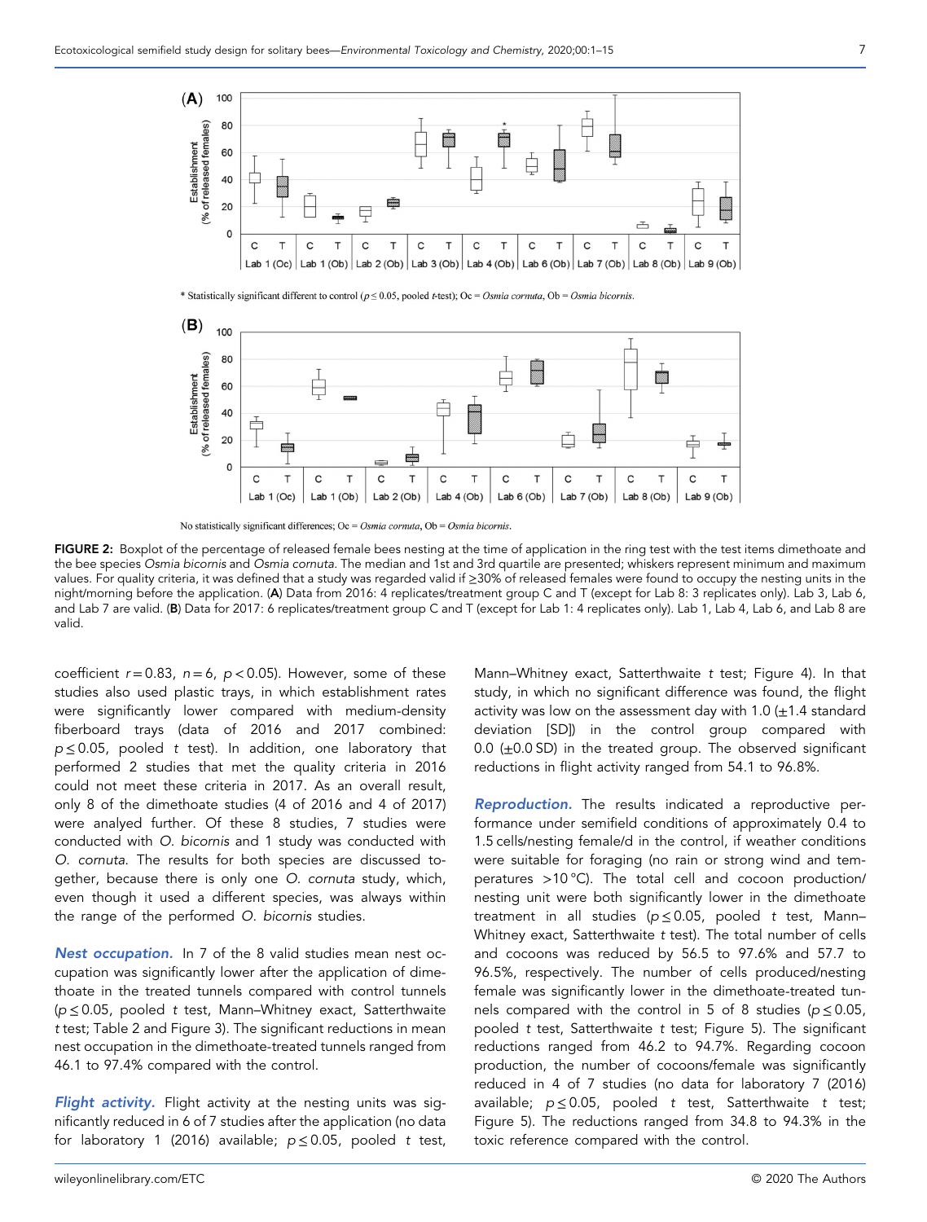\* Statistically significant different to control ($p \leq 0.05$, pooled *t*-test); Oc = *Osmia cornuta*, Ob = *Osmia bicornis*.

No statistically significant differences; Oc = *Osmia cornuta*, Ob = *Osmia bicornis*.

**FIGURE 2:** Boxplot of the percentage of released female bees nesting at the time of application in the ring test with the test items dimethoate and the bee species *Osmia bicornis* and *Osmia cornuta*. The median and 1st and 3rd quartile are presented; whiskers represent minimum and maximum values. For quality criteria, it was defined that a study was regarded valid if ≥30% of released females were found to occupy the nesting units in the night/morning before the application. (**A**) Data from 2016: 4 replicates/treatment group C and T (except for Lab 8: 3 replicates only). Lab 3, Lab 6, and Lab 7 are valid. (**B**) Data for 2017: 6 replicates/treatment group C and T (except for Lab 1: 4 replicates only). Lab 1, Lab 4, Lab 6, and Lab 8 are valid.

coefficient $r = 0.83$, $n = 6$, $p < 0.05$). However, some of these studies also used plastic trays, in which establishment rates were significantly lower compared with medium-density fiberboard trays (data of 2016 and 2017 combined: $p \leq 0.05$, pooled *t* test). In addition, one laboratory that performed 2 studies that met the quality criteria in 2016 could not meet these criteria in 2017. As an overall result, only 8 of the dimethoate studies (4 of 2016 and 4 of 2017) were analyed further. Of these 8 studies, 7 studies were conducted with *O. bicornis* and 1 study was conducted with *O. cornuta*. The results for both species are discussed together, because there is only one *O. cornuta* study, which, even though it used a different species, was always within the range of the performed *O. bicornis* studies.

***Nest occupation.*** In 7 of the 8 valid studies mean nest occupation was significantly lower after the application of dimethoate in the treated tunnels compared with control tunnels ($p \leq 0.05$, pooled *t* test, Mann–Whitney exact, Satterthwaite *t* test; Table 2 and Figure 3). The significant reductions in mean nest occupation in the dimethoate-treated tunnels ranged from 46.1 to 97.4% compared with the control.

***Flight activity.*** Flight activity at the nesting units was significantly reduced in 6 of 7 studies after the application (no data for laboratory 1 (2016) available; $p \leq 0.05$, pooled *t* test, Mann–Whitney exact, Satterthwaite *t* test; Figure 4). In that study, in which no significant difference was found, the flight activity was low on the assessment day with 1.0 (±1.4 standard deviation [SD]) in the control group compared with 0.0 (±0.0 SD) in the treated group. The observed significant reductions in flight activity ranged from 54.1 to 96.8%.

***Reproduction.*** The results indicated a reproductive performance under semifield conditions of approximately 0.4 to 1.5 cells/nesting female/d in the control, if weather conditions were suitable for foraging (no rain or strong wind and temperatures >10 °C). The total cell and cocoon production/nesting unit were both significantly lower in the dimethoate treatment in all studies ($p \leq 0.05$, pooled *t* test, Mann–Whitney exact, Satterthwaite *t* test). The total number of cells and cocoons was reduced by 56.5 to 97.6% and 57.7 to 96.5%, respectively. The number of cells produced/nesting female was significantly lower in the dimethoate-treated tunnels compared with the control in 5 of 8 studies ($p \leq 0.05$, pooled *t* test, Satterthwaite *t* test; Figure 5). The significant reductions ranged from 46.2 to 94.7%. Regarding cocoon production, the number of cocoons/female was significantly reduced in 4 of 7 studies (no data for laboratory 7 (2016) available; $p \leq 0.05$, pooled *t* test, Satterthwaite *t* test; Figure 5). The reductions ranged from 34.8 to 94.3% in the toxic reference compared with the control.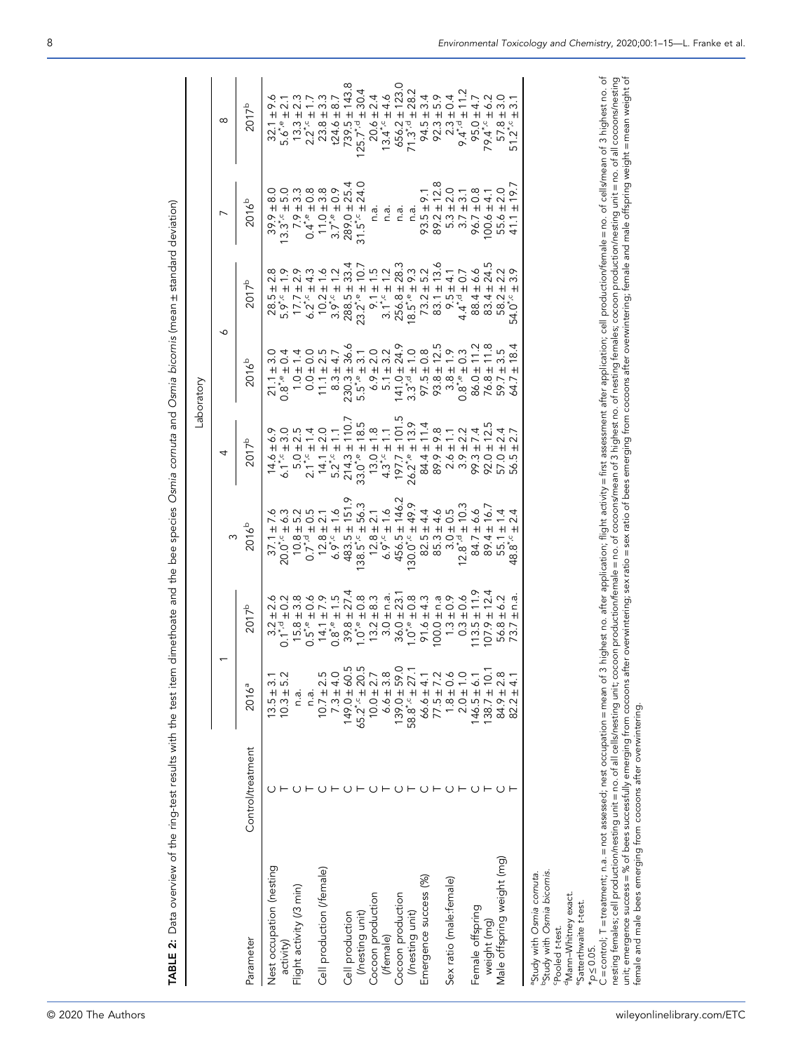**TABLE 2:** Data overview of the ring-test results with the test item dimethoate and the bee species *Osmia cornuta* and *Osmia bicornis* (mean ± standard deviation)

| | | Laboratory | | | | | | | |
|---|---|---|---|---|---|---|---|---|---|
| | | 1 | | 3 | 4 | 6 | | 7 | 8 |
| Parameter | Control/treatment | 2016[a] | 2017[b] | 2016[b] | 2017[b] | 2016[b] | 2017[b] | 2016[b] | 2017[b] |
| Nest occupation (nesting activity) | C | 13.5 ± 3.1 | 3.2 ± 2.6 | 37.1 ± 7.6 | 14.6 ± 6.9 | 21.1 ± 3.0 | 28.5 ± 2.8 | 39.9 ± 8.0 | 32.1 ± 9.6 |
| | T | 10.3 ± 5.2 | 0.1*,d ± 0.2 | 20.0*,c ± 6.3 | 6.1*,c ± 3.0 | 0.8*,e ± 0.4 | 5.9*,c ± 1.9 | 13.3*,c ± 5.0 | 5.6*,e ± 2.1 |
| Flight activity (/3 min) | C | n.a. | 15.8 ± 3.8 | 10.8 ± 5.2 | 5.0 ± 2.5 | 1.0 ± 1.4 | 17.7 ± 2.9 | 7.9 ± 3.3 | 13.3 ± 2.3 |
| | T | n.a. | 0.5*,e ± 0.6 | 0.7*,d ± 0.5 | 2.1*,c ± 1.4 | 0.0 ± 0.0 | 6.2*,c ± 4.3 | 0.4*,e ± 0.8 | 2.2*,c ± 1.7 |
| Cell production (/female) | C | 10.7 ± 2.5 | 14.1 ± 7.9 | 12.8 ± 2.1 | 14.1 ± 2.0 | 11.1 ± 2.5 | 10.2 ± 1.6 | 11.0 ± 3.8 | 23.8 ± 3.3 |
| | T | 7.3 ± 4.0 | 0.8*,e ± 1.5 | 6.9*,c ± 1.6 | 5.2*,c ± 1.1 | 8.3 ± 4.7 | 3.9*,c ± 1.2 | 3.7*,e ± 0.9 | t24.6 ± 8.7 |
| Cell production (/nesting unit) | C | 149.0 ± 60.5 | 39.8 ± 27.4 | 483.5 ± 151.9 | 214.3 ± 110.7 | 230.3 ± 36.6 | 288.5 ± 33.4 | 289.0 ± 25.4 | 739.5 ± 143.8 |
| | T | 65.2*,c ± 20.5 | 1.0*,e ± 0.8 | 138.5*,c ± 56.3 | 33.0*,e ± 18.5 | 5.5*,e ± 3.1 | 23.2*,e ± 10.7 | 31.5*,c ± 24.0 | 125.7*,d ± 30.4 |
| Cocoon production (/female) | C | 10.0 ± 2.7 | 13.2 ± 8.3 | 12.8 ± 2.1 | 13.0 ± 1.8 | 6.9 ± 2.0 | 9.1 ± 1.5 | n.a. | 20.6 ± 2.4 |
| | T | 6.6 ± 3.8 | 3.0 ± n.a. | 6.9*,c ± 1.6 | 4.3*,c ± 1.1 | 5.1 ± 3.2 | 3.1*,c ± 1.2 | n.a. | 13.4*,c ± 4.6 |
| Cocoon production (/nesting unit) | C | 139.0 ± 59.0 | 36.0 ± 23.1 | 456.5 ± 146.2 | 197.7 ± 101.5 | 141.0 ± 24.9 | 256.8 ± 28.3 | n.a. | 656.2 ± 123.0 |
| | T | 58.8*,c ± 27.1 | 1.0*,e ± 0.8 | 130.0*,c ± 49.9 | 26.2*,e ± 13.9 | 3.3*,d ± 1.0 | 18.5*,e ± 9.3 | n.a. | 71.3*,d ± 28.2 |
| Emergence success (%) | C | 66.6 ± 4.1 | 91.6 ± 4.3 | 82.5 ± 4.4 | 84.4 ± 11.4 | 97.5 ± 0.8 | 73.2 ± 5.2 | 93.5 ± 9.1 | 94.5 ± 3.4 |
| | T | 77.5 ± 7.2 | 100.0 ± n.a | 85.3 ± 4.6 | 89.9 ± 9.8 | 93.8 ± 12.5 | 83.1 ± 13.6 | 89.2 ± 12.8 | 92.3 ± 5.9 |
| Sex ratio (male:female) | C | 1.8 ± 0.6 | 1.3 ± 0.9 | 3.0 ± 0.5 | 2.6 ± 1.1 | 3.8 ± 1.9 | 9.5 ± 4.1 | 5.3 ± 2.0 | 2.3 ± 0.4 |
| | T | 2.0 ± 1.0 | 0.3 ± 0.6 | 12.8*,d ± 10.3 | 3.9 ± 2.2 | 0.8*,e ± 0.3 | 4.4*,d ± 0.7 | 3.7 ± 3.1 | 9.4*,d ± 11.2 |
| Female offspring weight (mg) | C | 146.5 ± 6.1 | 113.5 ± 11.9 | 84.7 ± 6.6 | 99.3 ± 7.4 | 86.0 ± 11.2 | 88.4 ± 6.6 | 96.7 ± 0.8 | 95.0 ± 4.7 |
| | T | 138.7 ± 10.1 | 107.9 ± 12.4 | 89.4 ± 16.7 | 92.0 ± 12.5 | 76.8 ± 11.8 | 83.4 ± 24.5 | 100.6 ± 4.1 | 79.4*,c ± 6.2 |
| Male offspring weight (mg) | C | 84.9 ± 2.8 | 56.8 ± 6.2 | 55.1 ± 1.4 | 57.0 ± 2.4 | 59.7 ± 3.5 | 58.2 ± 2.2 | 55.6 ± 2.0 | 57.8 ± 3.0 |
| | T | 82.2 ± 4.1 | 73.7 ± n.a. | 48.8*,c ± 2.4 | 56.5 ± 2.7 | 64.7 ± 18.4 | 54.0*,c ± 3.9 | 41.1 ± 19.7 | 51.2*,c ± 3.1 |

[a]Study with *Osmia cornuta*.
[b]Study with *Osmia bicornis*.
[c]Pooled t-test.
[d]Mann–Whitney exact.
[e]Satterthwaite t-test.
*$p \le 0.05$.
C = control; T = treatment; n.a. = not assessed; nest occupation = mean of 3 highest no. after application; flight activity = first assessment after application; cell production/female = no. of cells/mean of 3 highest no. of nesting females; cell production/nesting unit = no. of all cells/nesting unit; cocoon production/female = no. of cocoons/mean of 3 highest no. of nesting females; cocoon production/nesting unit = no. of all cocoons/nesting unit; emergence success = % of bees successfully emerging from cocoons after overwintering; sex ratio = sex ratio of bees emerging from cocoons after overwintering; female and male offspring weight = mean weight of female and male bees emerging from cocoons after overwintering.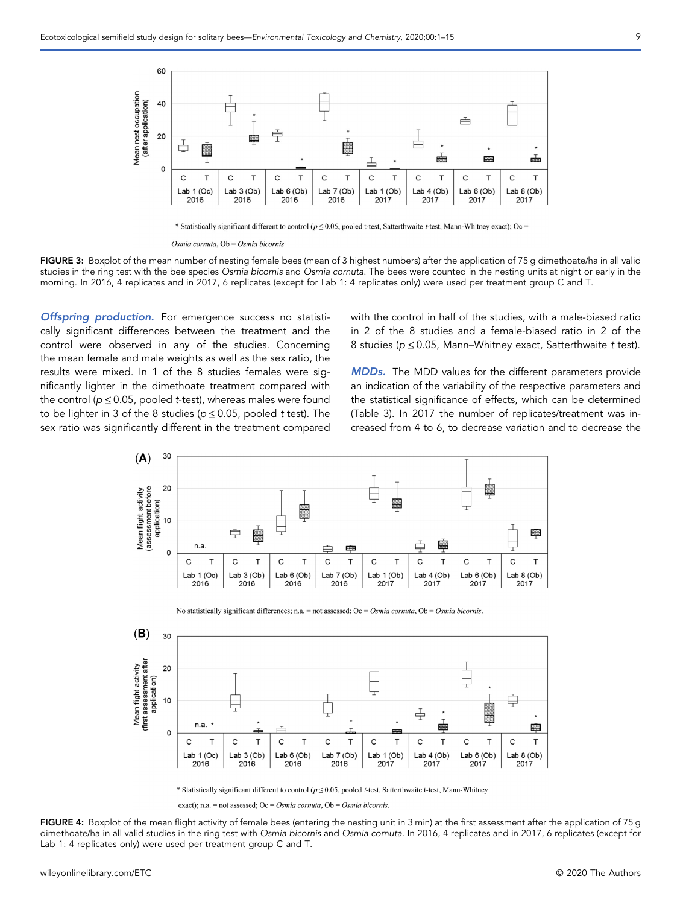\* Statistically significant different to control ($p \leq 0.05$, pooled t-test, Satterthwaite t-test, Mann-Whitney exact); Oc = *Osmia cornuta*, Ob = *Osmia bicornis*

**FIGURE 3:** Boxplot of the mean number of nesting female bees (mean of 3 highest numbers) after the application of 75 g dimethoate/ha in all valid studies in the ring test with the bee species *Osmia bicornis* and *Osmia cornuta*. The bees were counted in the nesting units at night or early in the morning. In 2016, 4 replicates and in 2017, 6 replicates (except for Lab 1: 4 replicates only) were used per treatment group C and T.

***Offspring production.*** For emergence success no statistically significant differences between the treatment and the control were observed in any of the studies. Concerning the mean female and male weights as well as the sex ratio, the results were mixed. In 1 of the 8 studies females were significantly lighter in the dimethoate treatment compared with the control ($p \leq 0.05$, pooled t-test), whereas males were found to be lighter in 3 of the 8 studies ($p \leq 0.05$, pooled t test). The sex ratio was significantly different in the treatment compared with the control in half of the studies, with a male-biased ratio in 2 of the 8 studies and a female-biased ratio in 2 of the 8 studies ($p \leq 0.05$, Mann–Whitney exact, Satterthwaite t test).

***MDDs.*** The MDD values for the different parameters provide an indication of the variability of the respective parameters and the statistical significance of effects, which can be determined (Table 3). In 2017 the number of replicates/treatment was increased from 4 to 6, to decrease variation and to decrease the

(A) No statistically significant differences; n.a. = not assessed; Oc = *Osmia cornuta*, Ob = *Osmia bicornis*.

(B) \* Statistically significant different to control ($p \leq 0.05$, pooled t-test, Satterthwaite t-test, Mann-Whitney exact); n.a. = not assessed; Oc = *Osmia cornuta*, Ob = *Osmia bicornis*.

**FIGURE 4:** Boxplot of the mean flight activity of female bees (entering the nesting unit in 3 min) at the first assessment after the application of 75 g dimethoate/ha in all valid studies in the ring test with *Osmia bicornis* and *Osmia cornuta*. In 2016, 4 replicates and in 2017, 6 replicates (except for Lab 1: 4 replicates only) were used per treatment group C and T.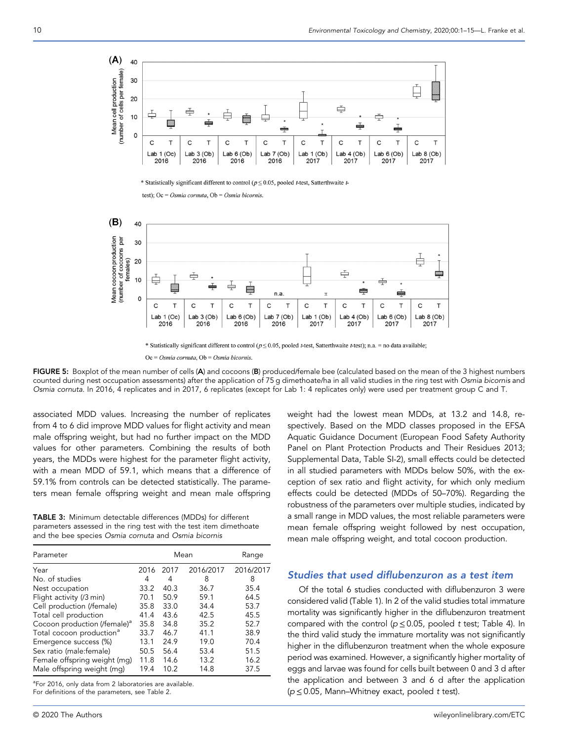* Statistically significant different to control ($p \leq 0.05$, pooled $t$-test, Satterthwaite $t$-test); Oc = *Osmia cornuta*, Ob = *Osmia bicornis*.

* Statistically significant different to control ($p \leq 0.05$, pooled $t$-test, Satterthwaite $t$-test); n.a. = no data available; Oc = *Osmia cornuta*, Ob = *Osmia bicornis*.

**FIGURE 5:** Boxplot of the mean number of cells (**A**) and cocoons (**B**) produced/female bee (calculated based on the mean of the 3 highest numbers counted during nest occupation assessments) after the application of 75 g dimethoate/ha in all valid studies in the ring test with *Osmia bicornis* and *Osmia cornuta*. In 2016, 4 replicates and in 2017, 6 replicates (except for Lab 1: 4 replicates only) were used per treatment group C and T.

associated MDD values. Increasing the number of replicates from 4 to 6 did improve MDD values for flight activity and mean male offspring weight, but had no further impact on the MDD values for other parameters. Combining the results of both years, the MDDs were highest for the parameter flight activity, with a mean MDD of 59.1, which means that a difference of 59.1% from controls can be detected statistically. The parameters mean female offspring weight and mean male offspring weight had the lowest mean MDDs, at 13.2 and 14.8, respectively. Based on the MDD classes proposed in the EFSA Aquatic Guidance Document (European Food Safety Authority Panel on Plant Protection Products and Their Residues 2013; Supplemental Data, Table SI-2), small effects could be detected in all studied parameters with MDDs below 50%, with the exception of sex ratio and flight activity, for which only medium effects could be detected (MDDs of 50–70%). Regarding the robustness of the parameters over multiple studies, indicated by a small range in MDD values, the most reliable parameters were mean female offspring weight followed by nest occupation, mean male offspring weight, and total cocoon production.

**TABLE 3:** Minimum detectable differences (MDDs) for different parameters assessed in the ring test with the test item dimethoate and the bee species *Osmia cornuta* and *Osmia bicornis*

| Parameter | Mean | | | Range |
|---|---|---|---|---|
| Year | 2016 | 2017 | 2016/2017 | 2016/2017 |
| No. of studies | 4 | 4 | 8 | 8 |
| Nest occupation | 33.2 | 40.3 | 36.7 | 35.4 |
| Flight activity (/3 min) | 70.1 | 50.9 | 59.1 | 64.5 |
| Cell production (/female) | 35.8 | 33.0 | 34.4 | 53.7 |
| Total cell production | 41.4 | 43.6 | 42.5 | 45.5 |
| Cocoon production (/female)[a] | 35.8 | 34.8 | 35.2 | 52.7 |
| Total cocoon production[a] | 33.7 | 46.7 | 41.1 | 38.9 |
| Emergence success (%) | 13.1 | 24.9 | 19.0 | 70.4 |
| Sex ratio (male:female) | 50.5 | 56.4 | 53.4 | 51.5 |
| Female offspring weight (mg) | 11.8 | 14.6 | 13.2 | 16.2 |
| Male offspring weight (mg) | 19.4 | 10.2 | 14.8 | 37.5 |

[a]For 2016, only data from 2 laboratories are available.
For definitions of the parameters, see Table 2.

### Studies that used diflubenzuron as a test item

Of the total 6 studies conducted with diflubenzuron 3 were considered valid (Table 1). In 2 of the valid studies total immature mortality was significantly higher in the diflubenzuron treatment compared with the control ($p \leq 0.05$, pooled $t$ test; Table 4). In the third valid study the immature mortality was not significantly higher in the diflubenzuron treatment when the whole exposure period was examined. However, a significantly higher mortality of eggs and larvae was found for cells built between 0 and 3 d after the application and between 3 and 6 d after the application ($p \leq 0.05$, Mann–Whitney exact, pooled $t$ test).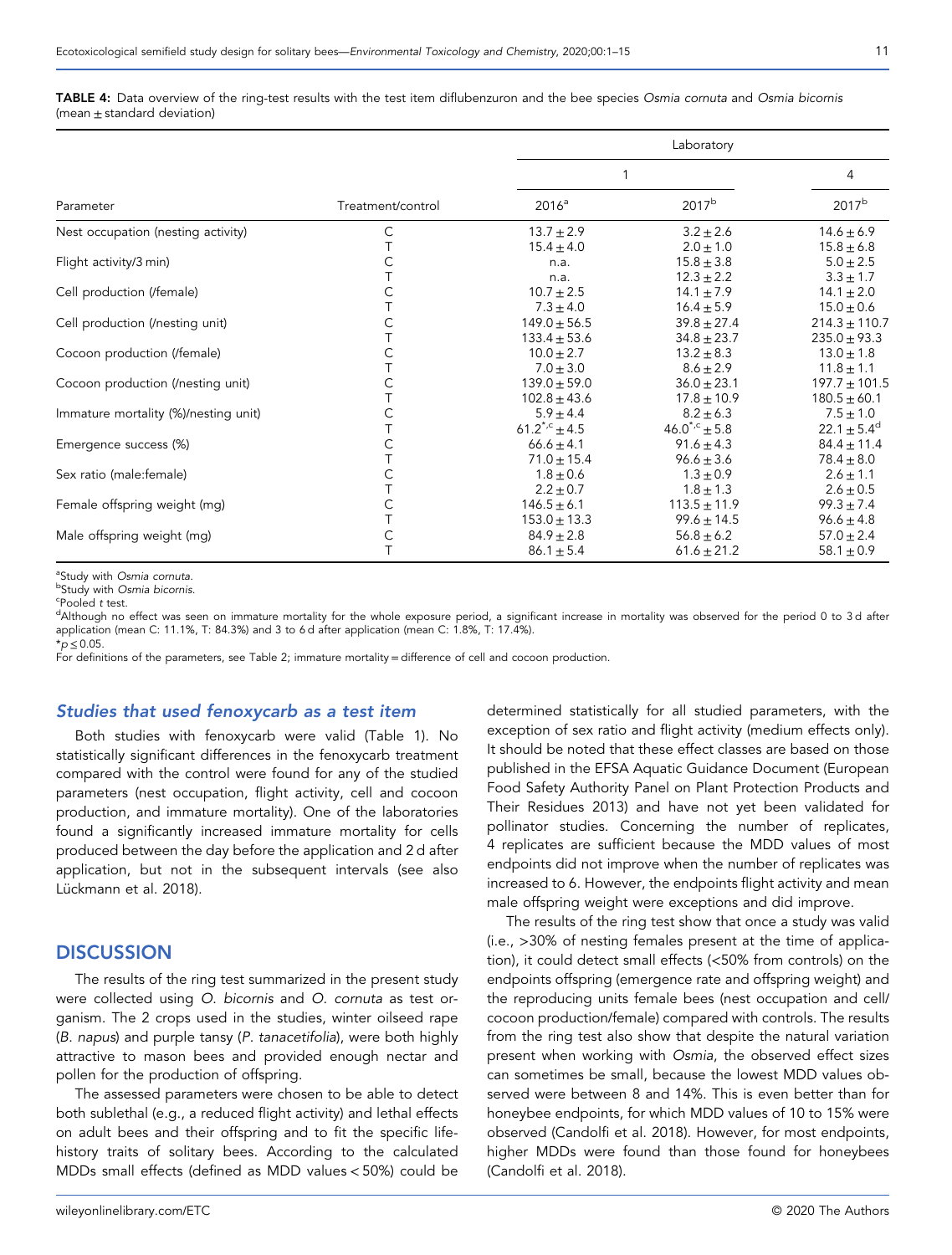**TABLE 4:** Data overview of the ring-test results with the test item diflubenzuron and the bee species *Osmia cornuta* and *Osmia bicornis* (mean ± standard deviation)

| Parameter | Treatment/control | Laboratory 1: 2016[a] | Laboratory 1: 2017[b] | Laboratory 4: 2017[b] |
|---|---|---|---|---|
| Nest occupation (nesting activity) | C | 13.7 ± 2.9 | 3.2 ± 2.6 | 14.6 ± 6.9 |
| | T | 15.4 ± 4.0 | 2.0 ± 1.0 | 15.8 ± 6.8 |
| Flight activity/3 min) | C | n.a. | 15.8 ± 3.8 | 5.0 ± 2.5 |
| | T | n.a. | 12.3 ± 2.2 | 3.3 ± 1.7 |
| Cell production (/female) | C | 10.7 ± 2.5 | 14.1 ± 7.9 | 14.1 ± 2.0 |
| | T | 7.3 ± 4.0 | 16.4 ± 5.9 | 15.0 ± 0.6 |
| Cell production (/nesting unit) | C | 149.0 ± 56.5 | 39.8 ± 27.4 | 214.3 ± 110.7 |
| | T | 133.4 ± 53.6 | 34.8 ± 23.7 | 235.0 ± 93.3 |
| Cocoon production (/female) | C | 10.0 ± 2.7 | 13.2 ± 8.3 | 13.0 ± 1.8 |
| | T | 7.0 ± 3.0 | 8.6 ± 2.9 | 11.8 ± 1.1 |
| Cocoon production (/nesting unit) | C | 139.0 ± 59.0 | 36.0 ± 23.1 | 197.7 ± 101.5 |
| | T | 102.8 ± 43.6 | 17.8 ± 10.9 | 180.5 ± 60.1 |
| Immature mortality (%)/nesting unit) | C | 5.9 ± 4.4 | 8.2 ± 6.3 | 7.5 ± 1.0 |
| | T | 61.2*[,c] ± 4.5 | 46.0*[,c] ± 5.8 | 22.1 ± 5.4[d] |
| Emergence success (%) | C | 66.6 ± 4.1 | 91.6 ± 4.3 | 84.4 ± 11.4 |
| | T | 71.0 ± 15.4 | 96.6 ± 3.6 | 78.4 ± 8.0 |
| Sex ratio (male:female) | C | 1.8 ± 0.6 | 1.3 ± 0.9 | 2.6 ± 1.1 |
| | T | 2.2 ± 0.7 | 1.8 ± 1.3 | 2.6 ± 0.5 |
| Female offspring weight (mg) | C | 146.5 ± 6.1 | 113.5 ± 11.9 | 99.3 ± 7.4 |
| | T | 153.0 ± 13.3 | 99.6 ± 14.5 | 96.6 ± 4.8 |
| Male offspring weight (mg) | C | 84.9 ± 2.8 | 56.8 ± 6.2 | 57.0 ± 2.4 |
| | T | 86.1 ± 5.4 | 61.6 ± 21.2 | 58.1 ± 0.9 |

[a]Study with *Osmia cornuta*.
[b]Study with *Osmia bicornis*.
[c]Pooled *t* test.
[d]Although no effect was seen on immature mortality for the whole exposure period, a significant increase in mortality was observed for the period 0 to 3 d after application (mean C: 11.1%, T: 84.3%) and 3 to 6 d after application (mean C: 1.8%, T: 17.4%).
*$p \leq 0.05$.
For definitions of the parameters, see Table 2; immature mortality = difference of cell and cocoon production.

### Studies that used fenoxycarb as a test item

Both studies with fenoxycarb were valid (Table 1). No statistically significant differences in the fenoxycarb treatment compared with the control were found for any of the studied parameters (nest occupation, flight activity, cell and cocoon production, and immature mortality). One of the laboratories found a significantly increased immature mortality for cells produced between the day before the application and 2 d after application, but not in the subsequent intervals (see also Lückmann et al. 2018).

## DISCUSSION

The results of the ring test summarized in the present study were collected using *O. bicornis* and *O. cornuta* as test organism. The 2 crops used in the studies, winter oilseed rape (*B. napus*) and purple tansy (*P. tanacetifolia*), were both highly attractive to mason bees and provided enough nectar and pollen for the production of offspring.

The assessed parameters were chosen to be able to detect both sublethal (e.g., a reduced flight activity) and lethal effects on adult bees and their offspring and to fit the specific life-history traits of solitary bees. According to the calculated MDDs small effects (defined as MDD values < 50%) could be determined statistically for all studied parameters, with the exception of sex ratio and flight activity (medium effects only). It should be noted that these effect classes are based on those published in the EFSA Aquatic Guidance Document (European Food Safety Authority Panel on Plant Protection Products and Their Residues 2013) and have not yet been validated for pollinator studies. Concerning the number of replicates, 4 replicates are sufficient because the MDD values of most endpoints did not improve when the number of replicates was increased to 6. However, the endpoints flight activity and mean male offspring weight were exceptions and did improve.

The results of the ring test show that once a study was valid (i.e., >30% of nesting females present at the time of application), it could detect small effects (<50% from controls) on the endpoints offspring (emergence rate and offspring weight) and the reproducing units female bees (nest occupation and cell/cocoon production/female) compared with controls. The results from the ring test also show that despite the natural variation present when working with *Osmia*, the observed effect sizes can sometimes be small, because the lowest MDD values observed were between 8 and 14%. This is even better than for honeybee endpoints, for which MDD values of 10 to 15% were observed (Candolfi et al. 2018). However, for most endpoints, higher MDDs were found than those found for honeybees (Candolfi et al. 2018).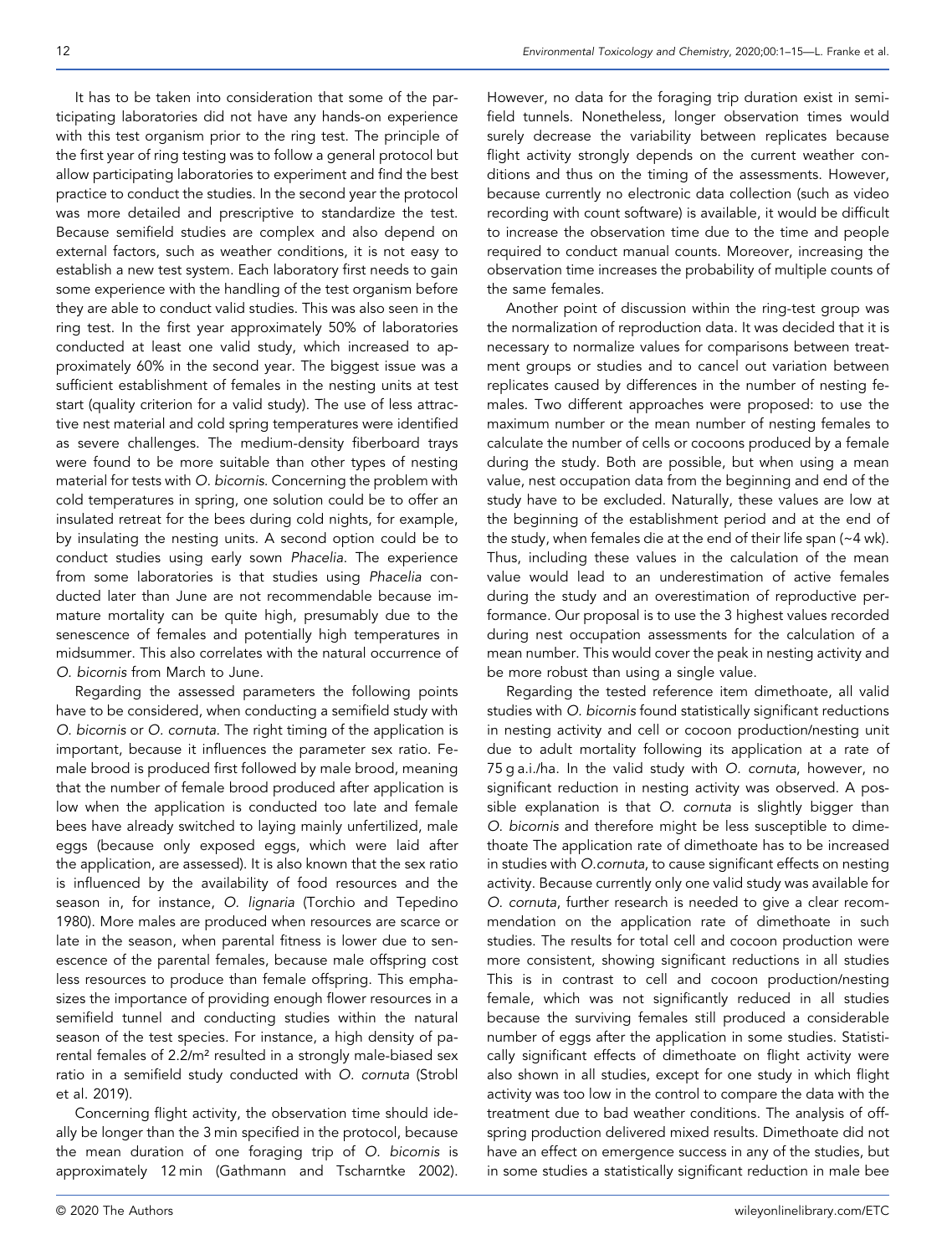It has to be taken into consideration that some of the participating laboratories did not have any hands-on experience with this test organism prior to the ring test. The principle of the first year of ring testing was to follow a general protocol but allow participating laboratories to experiment and find the best practice to conduct the studies. In the second year the protocol was more detailed and prescriptive to standardize the test. Because semifield studies are complex and also depend on external factors, such as weather conditions, it is not easy to establish a new test system. Each laboratory first needs to gain some experience with the handling of the test organism before they are able to conduct valid studies. This was also seen in the ring test. In the first year approximately 50% of laboratories conducted at least one valid study, which increased to approximately 60% in the second year. The biggest issue was a sufficient establishment of females in the nesting units at test start (quality criterion for a valid study). The use of less attractive nest material and cold spring temperatures were identified as severe challenges. The medium-density fiberboard trays were found to be more suitable than other types of nesting material for tests with *O. bicornis*. Concerning the problem with cold temperatures in spring, one solution could be to offer an insulated retreat for the bees during cold nights, for example, by insulating the nesting units. A second option could be to conduct studies using early sown *Phacelia*. The experience from some laboratories is that studies using *Phacelia* conducted later than June are not recommendable because immature mortality can be quite high, presumably due to the senescence of females and potentially high temperatures in midsummer. This also correlates with the natural occurrence of *O. bicornis* from March to June.

Regarding the assessed parameters the following points have to be considered, when conducting a semifield study with *O. bicornis* or *O. cornuta*. The right timing of the application is important, because it influences the parameter sex ratio. Female brood is produced first followed by male brood, meaning that the number of female brood produced after application is low when the application is conducted too late and female bees have already switched to laying mainly unfertilized, male eggs (because only exposed eggs, which were laid after the application, are assessed). It is also known that the sex ratio is influenced by the availability of food resources and the season in, for instance, *O. lignaria* (Torchio and Tepedino 1980). More males are produced when resources are scarce or late in the season, when parental fitness is lower due to senescence of the parental females, because male offspring cost less resources to produce than female offspring. This emphasizes the importance of providing enough flower resources in a semifield tunnel and conducting studies within the natural season of the test species. For instance, a high density of parental females of 2.2/m² resulted in a strongly male-biased sex ratio in a semifield study conducted with *O. cornuta* (Strobl et al. 2019).

Concerning flight activity, the observation time should ideally be longer than the 3 min specified in the protocol, because the mean duration of one foraging trip of *O. bicornis* is approximately 12 min (Gathmann and Tscharntke 2002). However, no data for the foraging trip duration exist in semifield tunnels. Nonetheless, longer observation times would surely decrease the variability between replicates because flight activity strongly depends on the current weather conditions and thus on the timing of the assessments. However, because currently no electronic data collection (such as video recording with count software) is available, it would be difficult to increase the observation time due to the time and people required to conduct manual counts. Moreover, increasing the observation time increases the probability of multiple counts of the same females.

Another point of discussion within the ring-test group was the normalization of reproduction data. It was decided that it is necessary to normalize values for comparisons between treatment groups or studies and to cancel out variation between replicates caused by differences in the number of nesting females. Two different approaches were proposed: to use the maximum number or the mean number of nesting females to calculate the number of cells or cocoons produced by a female during the study. Both are possible, but when using a mean value, nest occupation data from the beginning and end of the study have to be excluded. Naturally, these values are low at the beginning of the establishment period and at the end of the study, when females die at the end of their life span (~4 wk). Thus, including these values in the calculation of the mean value would lead to an underestimation of active females during the study and an overestimation of reproductive performance. Our proposal is to use the 3 highest values recorded during nest occupation assessments for the calculation of a mean number. This would cover the peak in nesting activity and be more robust than using a single value.

Regarding the tested reference item dimethoate, all valid studies with *O. bicornis* found statistically significant reductions in nesting activity and cell or cocoon production/nesting unit due to adult mortality following its application at a rate of 75 g a.i./ha. In the valid study with *O. cornuta*, however, no significant reduction in nesting activity was observed. A possible explanation is that *O. cornuta* is slightly bigger than *O. bicornis* and therefore might be less susceptible to dimethoate The application rate of dimethoate has to be increased in studies with *O.cornuta*, to cause significant effects on nesting activity. Because currently only one valid study was available for *O. cornuta*, further research is needed to give a clear recommendation on the application rate of dimethoate in such studies. The results for total cell and cocoon production were more consistent, showing significant reductions in all studies This is in contrast to cell and cocoon production/nesting female, which was not significantly reduced in all studies because the surviving females still produced a considerable number of eggs after the application in some studies. Statistically significant effects of dimethoate on flight activity were also shown in all studies, except for one study in which flight activity was too low in the control to compare the data with the treatment due to bad weather conditions. The analysis of offspring production delivered mixed results. Dimethoate did not have an effect on emergence success in any of the studies, but in some studies a statistically significant reduction in male bee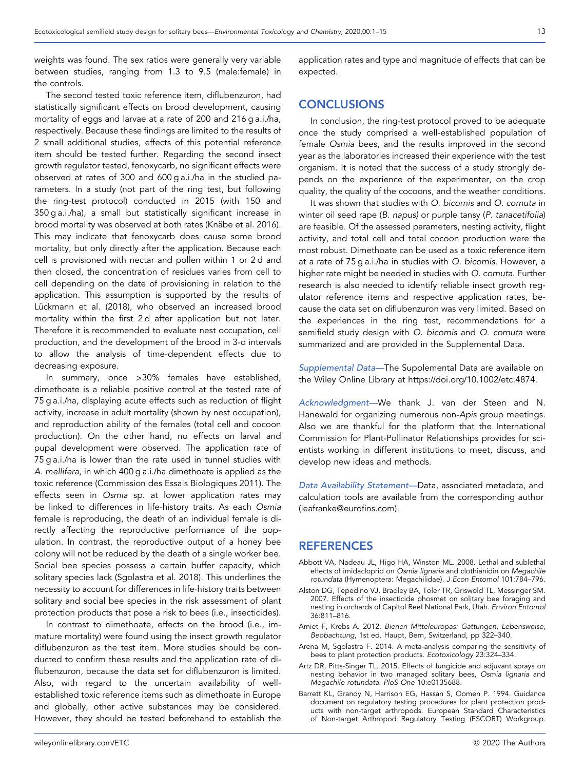weights was found. The sex ratios were generally very variable between studies, ranging from 1.3 to 9.5 (male:female) in the controls.

The second tested toxic reference item, diflubenzuron, had statistically significant effects on brood development, causing mortality of eggs and larvae at a rate of 200 and 216 g a.i./ha, respectively. Because these findings are limited to the results of 2 small additional studies, effects of this potential reference item should be tested further. Regarding the second insect growth regulator tested, fenoxycarb, no significant effects were observed at rates of 300 and 600 g a.i./ha in the studied parameters. In a study (not part of the ring test, but following the ring-test protocol) conducted in 2015 (with 150 and 350 g a.i./ha), a small but statistically significant increase in brood mortality was observed at both rates (Knäbe et al. 2016). This may indicate that fenoxycarb does cause some brood mortality, but only directly after the application. Because each cell is provisioned with nectar and pollen within 1 or 2 d and then closed, the concentration of residues varies from cell to cell depending on the date of provisioning in relation to the application. This assumption is supported by the results of Lückmann et al. (2018), who observed an increased brood mortality within the first 2 d after application but not later. Therefore it is recommended to evaluate nest occupation, cell production, and the development of the brood in 3-d intervals to allow the analysis of time-dependent effects due to decreasing exposure.

In summary, once >30% females have established, dimethoate is a reliable positive control at the tested rate of 75 g a.i./ha, displaying acute effects such as reduction of flight activity, increase in adult mortality (shown by nest occupation), and reproduction ability of the females (total cell and cocoon production). On the other hand, no effects on larval and pupal development were observed. The application rate of 75 g a.i./ha is lower than the rate used in tunnel studies with *A. mellifera*, in which 400 g a.i./ha dimethoate is applied as the toxic reference (Commission des Essais Biologiques 2011). The effects seen in *Osmia* sp. at lower application rates may be linked to differences in life-history traits. As each *Osmia* female is reproducing, the death of an individual female is directly affecting the reproductive performance of the population. In contrast, the reproductive output of a honey bee colony will not be reduced by the death of a single worker bee. Social bee species possess a certain buffer capacity, which solitary species lack (Sgolastra et al. 2018). This underlines the necessity to account for differences in life-history traits between solitary and social bee species in the risk assessment of plant protection products that pose a risk to bees (i.e., insecticides).

In contrast to dimethoate, effects on the brood (i.e., immature mortality) were found using the insect growth regulator diflubenzuron as the test item. More studies should be conducted to confirm these results and the application rate of diflubenzuron, because the data set for diflubenzuron is limited. Also, with regard to the uncertain availability of well-established toxic reference items such as dimethoate in Europe and globally, other active substances may be considered. However, they should be tested beforehand to establish the application rates and type and magnitude of effects that can be expected.

## CONCLUSIONS

In conclusion, the ring-test protocol proved to be adequate once the study comprised a well-established population of female *Osmia* bees, and the results improved in the second year as the laboratories increased their experience with the test organism. It is noted that the success of a study strongly depends on the experience of the experimenter, on the crop quality, the quality of the cocoons, and the weather conditions.

It was shown that studies with *O. bicornis* and *O. cornuta* in winter oil seed rape (*B. napus*) or purple tansy (*P. tanacetifolia*) are feasible. Of the assessed parameters, nesting activity, flight activity, and total cell and total cocoon production were the most robust. Dimethoate can be used as a toxic reference item at a rate of 75 g a.i./ha in studies with *O. bicornis*. However, a higher rate might be needed in studies with *O. cornuta*. Further research is also needed to identify reliable insect growth regulator reference items and respective application rates, because the data set on diflubenzuron was very limited. Based on the experiences in the ring test, recommendations for a semifield study design with *O. bicornis* and *O. cornuta* were summarized and are provided in the Supplemental Data.

*Supplemental Data*—The Supplemental Data are available on the Wiley Online Library at https://doi.org/10.1002/etc.4874.

*Acknowledgment*—We thank J. van der Steen and N. Hanewald for organizing numerous non-*Apis* group meetings. Also we are thankful for the platform that the International Commission for Plant-Pollinator Relationships provides for scientists working in different institutions to meet, discuss, and develop new ideas and methods.

*Data Availability Statement*—Data, associated metadata, and calculation tools are available from the corresponding author (leafranke@eurofins.com).

## REFERENCES

Abbott VA, Nadeau JL, Higo HA, Winston ML. 2008. Lethal and sublethal effects of imidacloprid on *Osmia lignaria* and clothianidin on *Megachile rotundata* (Hymenoptera: Megachilidae). *J Econ Entomol* 101:784–796.

Alston DG, Tepedino VJ, Bradley BA, Toler TR, Griswold TL, Messinger SM. 2007. Effects of the insecticide phosmet on solitary bee foraging and nesting in orchards of Capitol Reef National Park, Utah. *Environ Entomol* 36:811–816.

Amiet F, Krebs A. 2012. *Bienen Mitteleuropas: Gattungen, Lebensweise, Beobachtung*, 1st ed. Haupt, Bern, Switzerland, pp 322–340.

Arena M, Sgolastra F. 2014. A meta-analysis comparing the sensitivity of bees to plant protection products. *Ecotoxicology* 23:324–334.

Artz DR, Pitts-Singer TL. 2015. Effects of fungicide and adjuvant sprays on nesting behavior in two managed solitary bees, *Osmia lignaria* and *Megachile rotundata*. *PloS One* 10:e0135688.

Barrett KL, Grandy N, Harrison EG, Hassan S, Oomen P. 1994. Guidance document on regulatory testing procedures for plant protection products with non-target arthropods. European Standard Characteristics of Non-target Arthropod Regulatory Testing (ESCORT) Workgroup.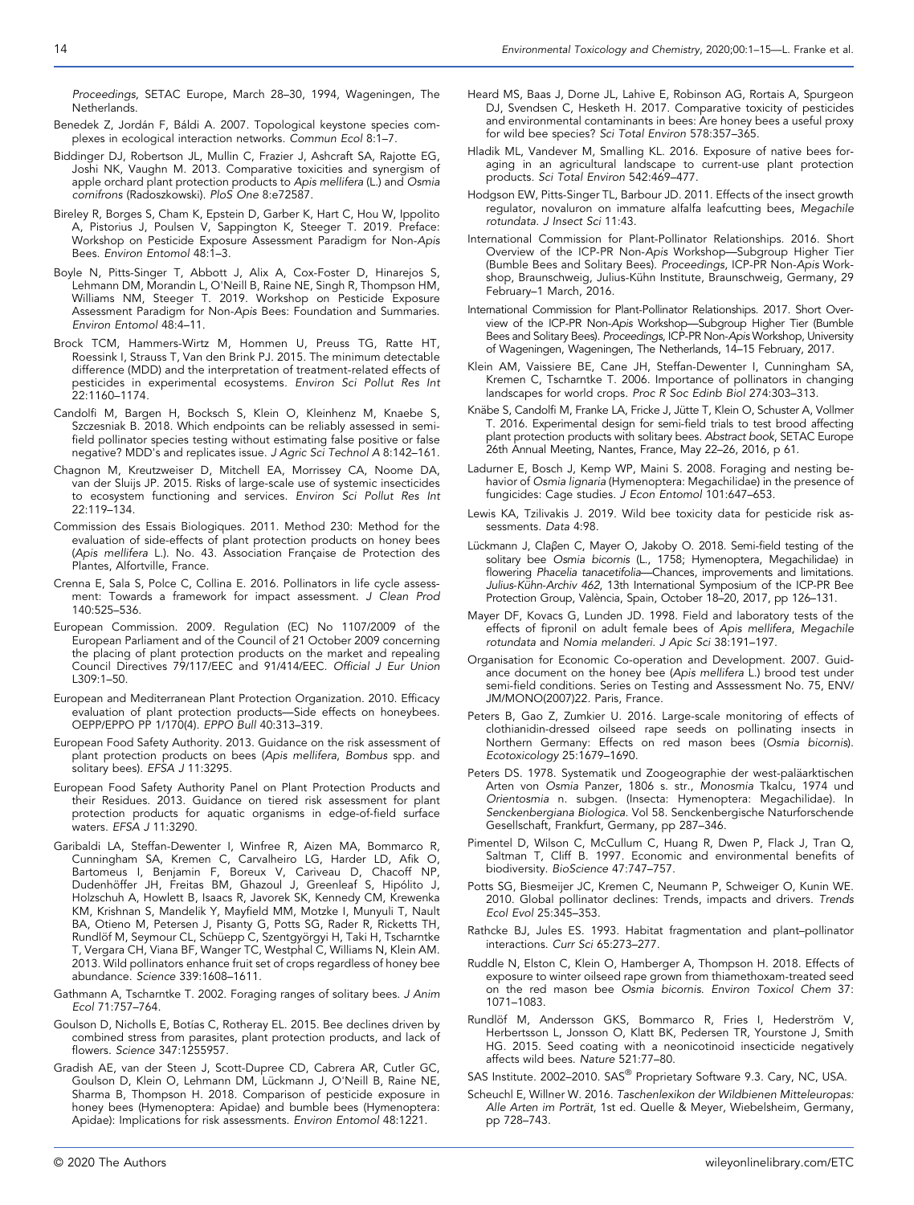*Proceedings*, SETAC Europe, March 28–30, 1994, Wageningen, The Netherlands.

Benedek Z, Jordán F, Báldi A. 2007. Topological keystone species complexes in ecological interaction networks. *Commun Ecol* 8:1–7.

Biddinger DJ, Robertson JL, Mullin C, Frazier J, Ashcraft SA, Rajotte EG, Joshi NK, Vaughn M. 2013. Comparative toxicities and synergism of apple orchard plant protection products to *Apis mellifera* (L.) and *Osmia cornifrons* (Radoszkowski). *PloS One* 8:e72587.

Bireley R, Borges S, Cham K, Epstein D, Garber K, Hart C, Hou W, Ippolito A, Pistorius J, Poulsen V, Sappington K, Steeger T. 2019. Preface: Workshop on Pesticide Exposure Assessment Paradigm for Non-*Apis* Bees. *Environ Entomol* 48:1–3.

Boyle N, Pitts-Singer T, Abbott J, Alix A, Cox-Foster D, Hinarejos S, Lehmann DM, Morandin L, O'Neill B, Raine NE, Singh R, Thompson HM, Williams NM, Steeger T. 2019. Workshop on Pesticide Exposure Assessment Paradigm for Non-*Apis* Bees: Foundation and Summaries. *Environ Entomol* 48:4–11.

Brock TCM, Hammers-Wirtz M, Hommen U, Preuss TG, Ratte HT, Roessink I, Strauss T, Van den Brink PJ. 2015. The minimum detectable difference (MDD) and the interpretation of treatment-related effects of pesticides in experimental ecosystems. *Environ Sci Pollut Res Int* 22:1160–1174.

Candolfi M, Bargen H, Bocksch S, Klein O, Kleinhenz M, Knaebe S, Szczesniak B. 2018. Which endpoints can be reliably assessed in semi-field pollinator species testing without estimating false positive or false negative? MDD's and replicates issue. *J Agric Sci Technol A* 8:142–161.

Chagnon M, Kreutzweiser D, Mitchell EA, Morrissey CA, Noome DA, van der Sluijs JP. 2015. Risks of large-scale use of systemic insecticides to ecosystem functioning and services. *Environ Sci Pollut Res Int* 22:119–134.

Commission des Essais Biologiques. 2011. Method 230: Method for the evaluation of side-effects of plant protection products on honey bees (*Apis mellifera* L.). No. 43. Association Française de Protection des Plantes, Alfortville, France.

Crenna E, Sala S, Polce C, Collina E. 2016. Pollinators in life cycle assessment: Towards a framework for impact assessment. *J Clean Prod* 140:525–536.

European Commission. 2009. Regulation (EC) No 1107/2009 of the European Parliament and of the Council of 21 October 2009 concerning the placing of plant protection products on the market and repealing Council Directives 79/117/EEC and 91/414/EEC. *Official J Eur Union* L309:1–50.

European and Mediterranean Plant Protection Organization. 2010. Efficacy evaluation of plant protection products—Side effects on honeybees. OEPP/EPPO PP 1/170(4). *EPPO Bull* 40:313–319.

European Food Safety Authority. 2013. Guidance on the risk assessment of plant protection products on bees (*Apis mellifera*, *Bombus* spp. and solitary bees). *EFSA J* 11:3295.

European Food Safety Authority Panel on Plant Protection Products and their Residues. 2013. Guidance on tiered risk assessment for plant protection products for aquatic organisms in edge-of-field surface waters. *EFSA J* 11:3290.

Garibaldi LA, Steffan-Dewenter I, Winfree R, Aizen MA, Bommarco R, Cunningham SA, Kremen C, Carvalheiro LG, Harder LD, Afik O, Bartomeus I, Benjamin F, Boreux V, Cariveau D, Chacoff NP, Dudenhöffer JH, Freitas BM, Ghazoul J, Greenleaf S, Hipólito J, Holzschuh A, Howlett B, Isaacs R, Javorek SK, Kennedy CM, Krewenka KM, Krishnan S, Mandelik Y, Mayfield MM, Motzke I, Munyuli T, Nault BA, Otieno M, Petersen J, Pisanty G, Potts SG, Rader R, Ricketts TH, Rundlöf M, Seymour CL, Schüepp C, Szentgyörgyi H, Taki H, Tscharntke T, Vergara CH, Viana BF, Wanger TC, Westphal C, Williams N, Klein AM. 2013. Wild pollinators enhance fruit set of crops regardless of honey bee abundance. *Science* 339:1608–1611.

Gathmann A, Tscharntke T. 2002. Foraging ranges of solitary bees. *J Anim Ecol* 71:757–764.

Goulson D, Nicholls E, Botías C, Rotheray EL. 2015. Bee declines driven by combined stress from parasites, plant protection products, and lack of flowers. *Science* 347:1255957.

Gradish AE, van der Steen J, Scott-Dupree CD, Cabrera AR, Cutler GC, Goulson D, Klein O, Lehmann DM, Lückmann J, O'Neill B, Raine NE, Sharma B, Thompson H. 2018. Comparison of pesticide exposure in honey bees (Hymenoptera: Apidae) and bumble bees (Hymenoptera: Apidae): Implications for risk assessments. *Environ Entomol* 48:1221.

Heard MS, Baas J, Dorne JL, Lahive E, Robinson AG, Rortais A, Spurgeon DJ, Svendsen C, Hesketh H. 2017. Comparative toxicity of pesticides and environmental contaminants in bees: Are honey bees a useful proxy for wild bee species? *Sci Total Environ* 578:357–365.

Hladik ML, Vandever M, Smalling KL. 2016. Exposure of native bees foraging in an agricultural landscape to current-use plant protection products. *Sci Total Environ* 542:469–477.

Hodgson EW, Pitts-Singer TL, Barbour JD. 2011. Effects of the insect growth regulator, novaluron on immature alfalfa leafcutting bees, *Megachile rotundata*. *J Insect Sci* 11:43.

International Commission for Plant-Pollinator Relationships. 2016. Short Overview of the ICP-PR Non-*Apis* Workshop—Subgroup Higher Tier (Bumble Bees and Solitary Bees). *Proceedings*, ICP-PR Non-*Apis* Workshop, Braunschweig, Julius-Kühn Institute, Braunschweig, Germany, 29 February–1 March, 2016.

International Commission for Plant-Pollinator Relationships. 2017. Short Overview of the ICP-PR Non-*Apis* Workshop—Subgroup Higher Tier (Bumble Bees and Solitary Bees). *Proceedings*, ICP-PR Non-*Apis* Workshop, University of Wageningen, Wageningen, The Netherlands, 14–15 February, 2017.

Klein AM, Vaissiere BE, Cane JH, Steffan-Dewenter I, Cunningham SA, Kremen C, Tscharntke T. 2006. Importance of pollinators in changing landscapes for world crops. *Proc R Soc Edinb Biol* 274:303–313.

Knäbe S, Candolfi M, Franke LA, Fricke J, Jütte T, Klein O, Schuster A, Vollmer T. 2016. Experimental design for semi-field trials to test brood affecting plant protection products with solitary bees. *Abstract book*, SETAC Europe 26th Annual Meeting, Nantes, France, May 22–26, 2016, p 61.

Ladurner E, Bosch J, Kemp WP, Maini S. 2008. Foraging and nesting behavior of *Osmia lignaria* (Hymenoptera: Megachilidae) in the presence of fungicides: Cage studies. *J Econ Entomol* 101:647–653.

Lewis KA, Tzilivakis J. 2019. Wild bee toxicity data for pesticide risk assessments. *Data* 4:98.

Lückmann J, Claβen C, Mayer O, Jakoby O. 2018. Semi-field testing of the solitary bee *Osmia bicornis* (L., 1758; Hymenoptera, Megachilidae) in flowering *Phacelia tanacetifolia*—Chances, improvements and limitations. *Julius-Kühn-Archiv 462*, 13th International Symposium of the ICP-PR Bee Protection Group, València, Spain, October 18–20, 2017, pp 126–131.

Mayer DF, Kovacs G, Lunden JD. 1998. Field and laboratory tests of the effects of fipronil on adult female bees of *Apis mellifera*, *Megachile rotundata* and *Nomia melanderi*. *J Apic Sci* 38:191–197.

Organisation for Economic Co-operation and Development. 2007. Guidance document on the honey bee (*Apis mellifera* L.) brood test under semi-field conditions. Series on Testing and Asssessment No. 75, ENV/JM/MONO(2007)22. Paris, France.

Peters B, Gao Z, Zumkier U. 2016. Large-scale monitoring of effects of clothianidin-dressed oilseed rape seeds on pollinating insects in Northern Germany: Effects on red mason bees (*Osmia bicornis*). *Ecotoxicology* 25:1679–1690.

Peters DS. 1978. Systematik und Zoogeographie der west-paläarktischen Arten von *Osmia* Panzer, 1806 s. str., *Monosmia* Tkalcu, 1974 und *Orientosmia* n. subgen. (Insecta: Hymenoptera: Megachilidae). In *Senckenbergiana Biologica*. Vol 58. Senckenbergische Naturforschende Gesellschaft, Frankfurt, Germany, pp 287–346.

Pimentel D, Wilson C, McCullum C, Huang R, Dwen P, Flack J, Tran Q, Saltman T, Cliff B. 1997. Economic and environmental benefits of biodiversity. *BioScience* 47:747–757.

Potts SG, Biesmeijer JC, Kremen C, Neumann P, Schweiger O, Kunin WE. 2010. Global pollinator declines: Trends, impacts and drivers. *Trends Ecol Evol* 25:345–353.

Rathcke BJ, Jules ES. 1993. Habitat fragmentation and plant–pollinator interactions. *Curr Sci* 65:273–277.

Ruddle N, Elston C, Klein O, Hamberger A, Thompson H. 2018. Effects of exposure to winter oilseed rape grown from thiamethoxam-treated seed on the red mason bee *Osmia bicornis*. *Environ Toxicol Chem* 37: 1071–1083.

Rundlöf M, Andersson GKS, Bommarco R, Fries I, Hederström V, Herbertsson L, Jonsson O, Klatt BK, Pedersen TR, Yourstone J, Smith HG. 2015. Seed coating with a neonicotinoid insecticide negatively affects wild bees. *Nature* 521:77–80.

SAS Institute. 2002–2010. SAS® Proprietary Software 9.3. Cary, NC, USA.

Scheuchl E, Willner W. 2016. *Taschenlexikon der Wildbienen Mitteleuropas: Alle Arten im Porträt*, 1st ed. Quelle & Meyer, Wiebelsheim, Germany, pp 728–743.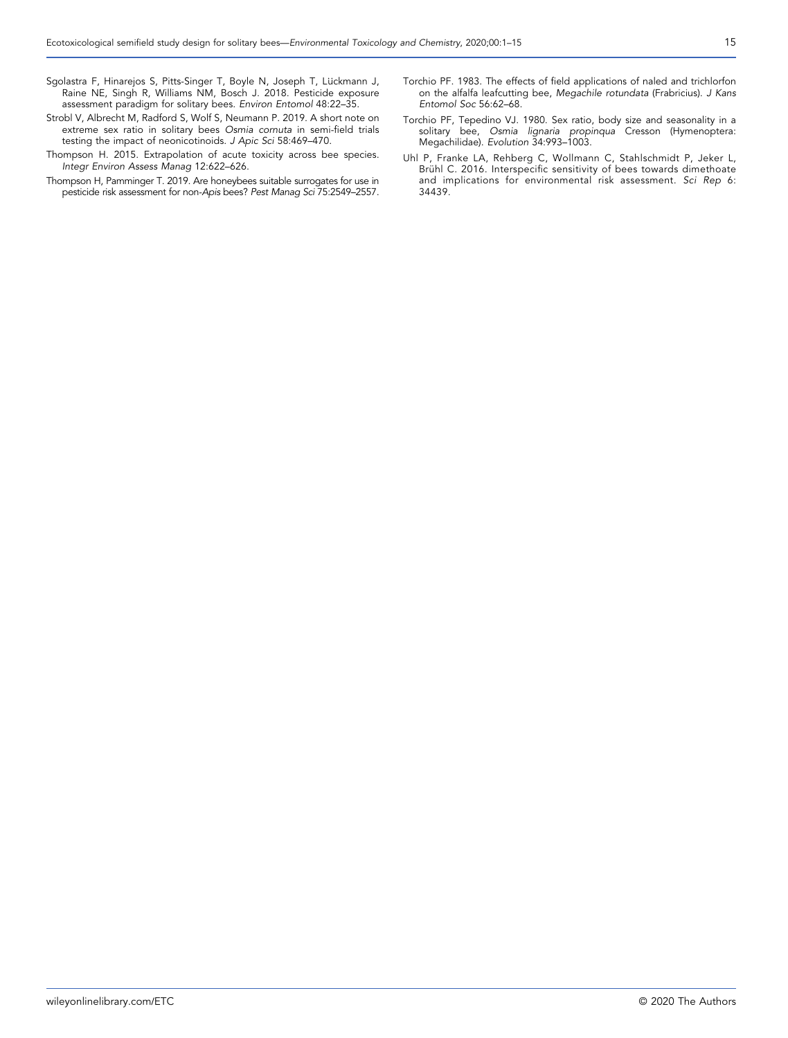Sgolastra F, Hinarejos S, Pitts-Singer T, Boyle N, Joseph T, Lückmann J, Raine NE, Singh R, Williams NM, Bosch J. 2018. Pesticide exposure assessment paradigm for solitary bees. *Environ Entomol* 48:22–35.

Strobl V, Albrecht M, Radford S, Wolf S, Neumann P. 2019. A short note on extreme sex ratio in solitary bees *Osmia cornuta* in semi-field trials testing the impact of neonicotinoids. *J Apic Sci* 58:469–470.

Thompson H. 2015. Extrapolation of acute toxicity across bee species. *Integr Environ Assess Manag* 12:622–626.

Thompson H, Pamminger T. 2019. Are honeybees suitable surrogates for use in pesticide risk assessment for non-*Apis* bees? *Pest Manag Sci* 75:2549–2557.

Torchio PF. 1983. The effects of field applications of naled and trichlorfon on the alfalfa leafcutting bee, *Megachile rotundata* (Fabricius). *J Kans Entomol Soc* 56:62–68.

Torchio PF, Tepedino VJ. 1980. Sex ratio, body size and seasonality in a solitary bee, *Osmia lignaria propinqua* Cresson (Hymenoptera: Megachilidae). *Evolution* 34:993–1003.

Uhl P, Franke LA, Rehberg C, Wollmann C, Stahlschmidt P, Jeker L, Brühl C. 2016. Interspecific sensitivity of bees towards dimethoate and implications for environmental risk assessment. *Sci Rep* 6: 34439.